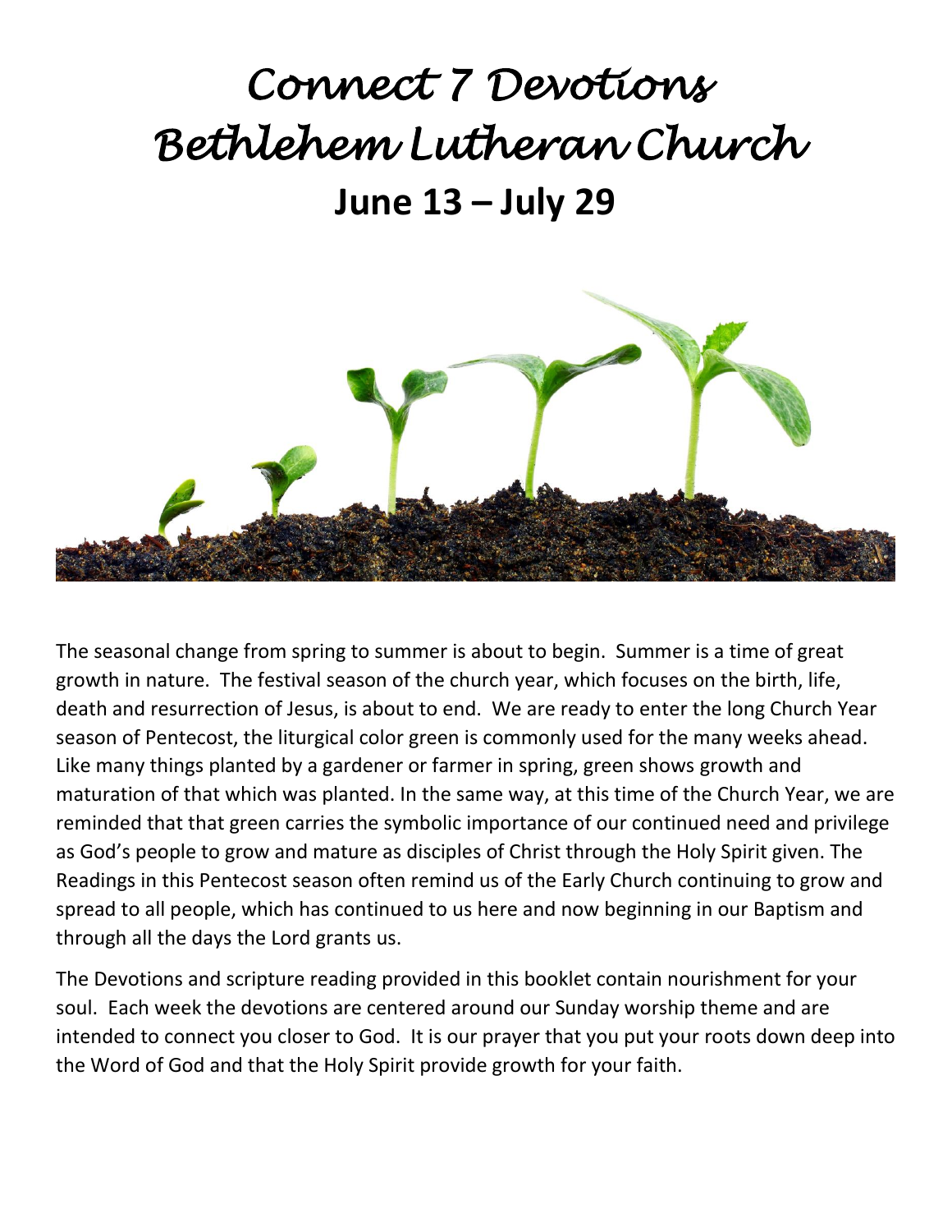# Connect 7 Devotions
# Bethlehem Lutheran Church
## June 13 – July 29

The seasonal change from spring to summer is about to begin. Summer is a time of great growth in nature. The festival season of the church year, which focuses on the birth, life, death and resurrection of Jesus, is about to end. We are ready to enter the long Church Year season of Pentecost, the liturgical color green is commonly used for the many weeks ahead. Like many things planted by a gardener or farmer in spring, green shows growth and maturation of that which was planted. In the same way, at this time of the Church Year, we are reminded that that green carries the symbolic importance of our continued need and privilege as God's people to grow and mature as disciples of Christ through the Holy Spirit given. The Readings in this Pentecost season often remind us of the Early Church continuing to grow and spread to all people, which has continued to us here and now beginning in our Baptism and through all the days the Lord grants us.

The Devotions and scripture reading provided in this booklet contain nourishment for your soul. Each week the devotions are centered around our Sunday worship theme and are intended to connect you closer to God. It is our prayer that you put your roots down deep into the Word of God and that the Holy Spirit provide growth for your faith.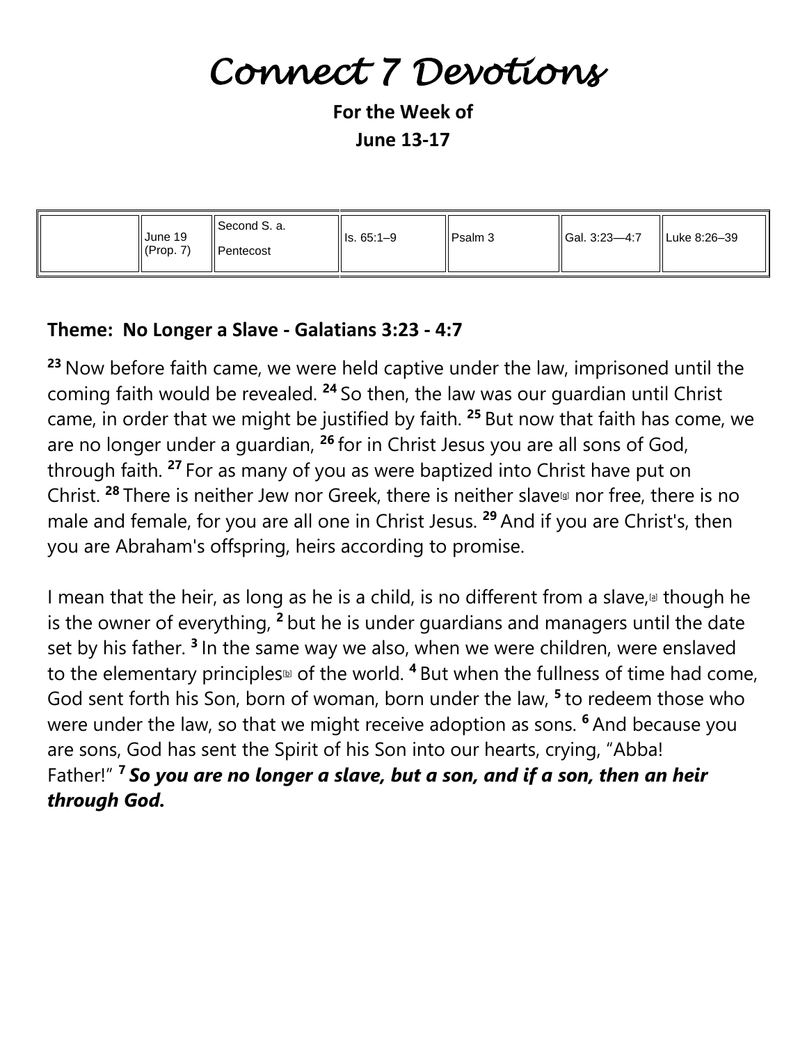# Connect 7 Devotions

**For the Week of**

**June 13-17**

| | June 19 (Prop. 7) | Second S. a. Pentecost | Is. 65:1–9 | Psalm 3 | Gal. 3:23—4:7 | Luke 8:26–39 |
|---|---|---|---|---|---|---|

## Theme: No Longer a Slave - Galatians 3:23 - 4:7

**23** Now before faith came, we were held captive under the law, imprisoned until the coming faith would be revealed. **24** So then, the law was our guardian until Christ came, in order that we might be justified by faith. **25** But now that faith has come, we are no longer under a guardian, **26** for in Christ Jesus you are all sons of God, through faith. **27** For as many of you as were baptized into Christ have put on Christ. **28** There is neither Jew nor Greek, there is neither slave[g] nor free, there is no male and female, for you are all one in Christ Jesus. **29** And if you are Christ's, then you are Abraham's offspring, heirs according to promise.

I mean that the heir, as long as he is a child, is no different from a slave,[a] though he is the owner of everything, **2** but he is under guardians and managers until the date set by his father. **3** In the same way we also, when we were children, were enslaved to the elementary principles[b] of the world. **4** But when the fullness of time had come, God sent forth his Son, born of woman, born under the law, **5** to redeem those who were under the law, so that we might receive adoption as sons. **6** And because you are sons, God has sent the Spirit of his Son into our hearts, crying, "Abba! Father!" **7** ***So you are no longer a slave, but a son, and if a son, then an heir through God.***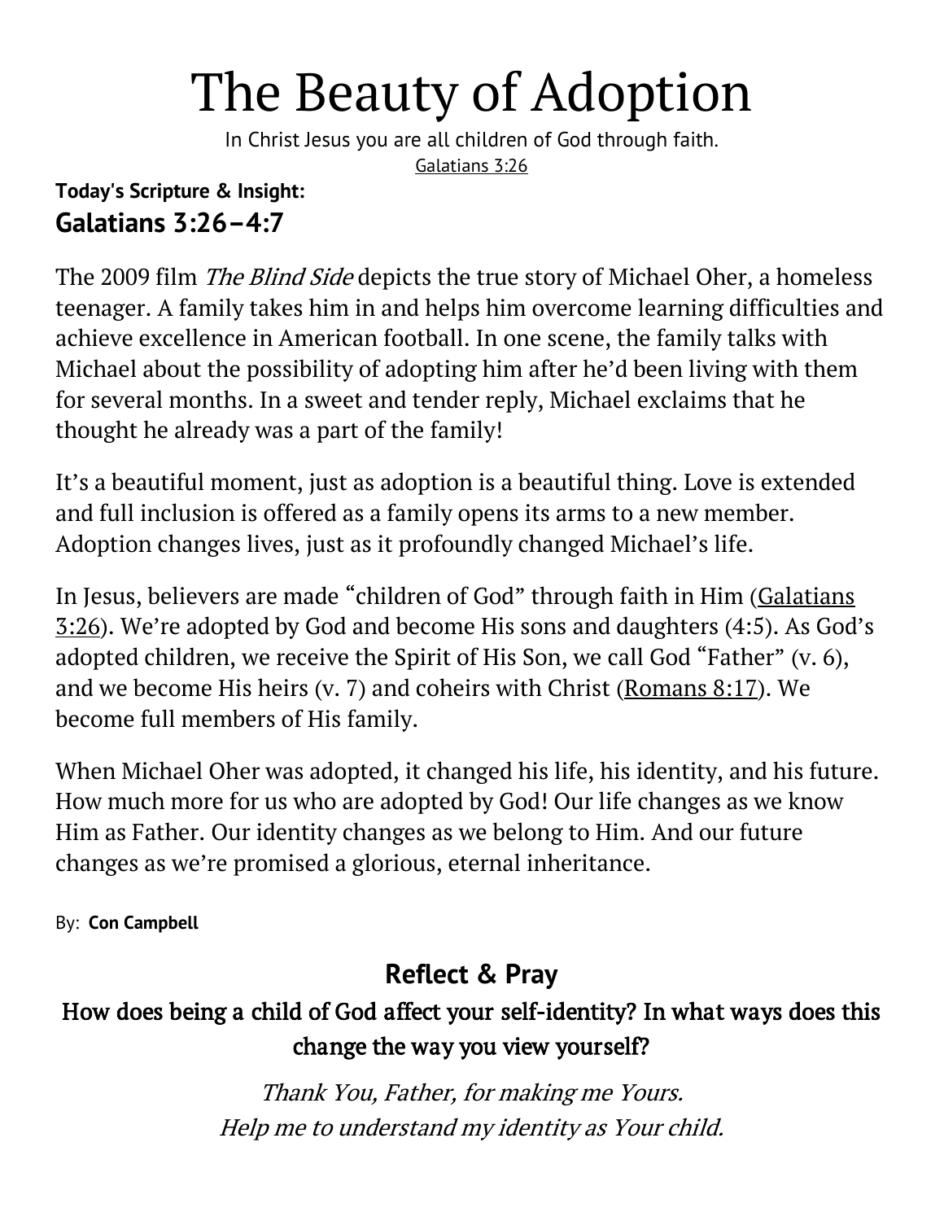# The Beauty of Adoption

In Christ Jesus you are all children of God through faith.

Galatians 3:26

**Today's Scripture & Insight:**

## Galatians 3:26–4:7

The 2009 film *The Blind Side* depicts the true story of Michael Oher, a homeless teenager. A family takes him in and helps him overcome learning difficulties and achieve excellence in American football. In one scene, the family talks with Michael about the possibility of adopting him after he'd been living with them for several months. In a sweet and tender reply, Michael exclaims that he thought he already was a part of the family!

It's a beautiful moment, just as adoption is a beautiful thing. Love is extended and full inclusion is offered as a family opens its arms to a new member. Adoption changes lives, just as it profoundly changed Michael's life.

In Jesus, believers are made "children of God" through faith in Him (Galatians 3:26). We're adopted by God and become His sons and daughters (4:5). As God's adopted children, we receive the Spirit of His Son, we call God "Father" (v. 6), and we become His heirs (v. 7) and coheirs with Christ (Romans 8:17). We become full members of His family.

When Michael Oher was adopted, it changed his life, his identity, and his future. How much more for us who are adopted by God! Our life changes as we know Him as Father. Our identity changes as we belong to Him. And our future changes as we're promised a glorious, eternal inheritance.

By: **Con Campbell**

## Reflect & Pray

**How does being a child of God affect your self-identity? In what ways does this change the way you view yourself?**

*Thank You, Father, for making me Yours.*
*Help me to understand my identity as Your child.*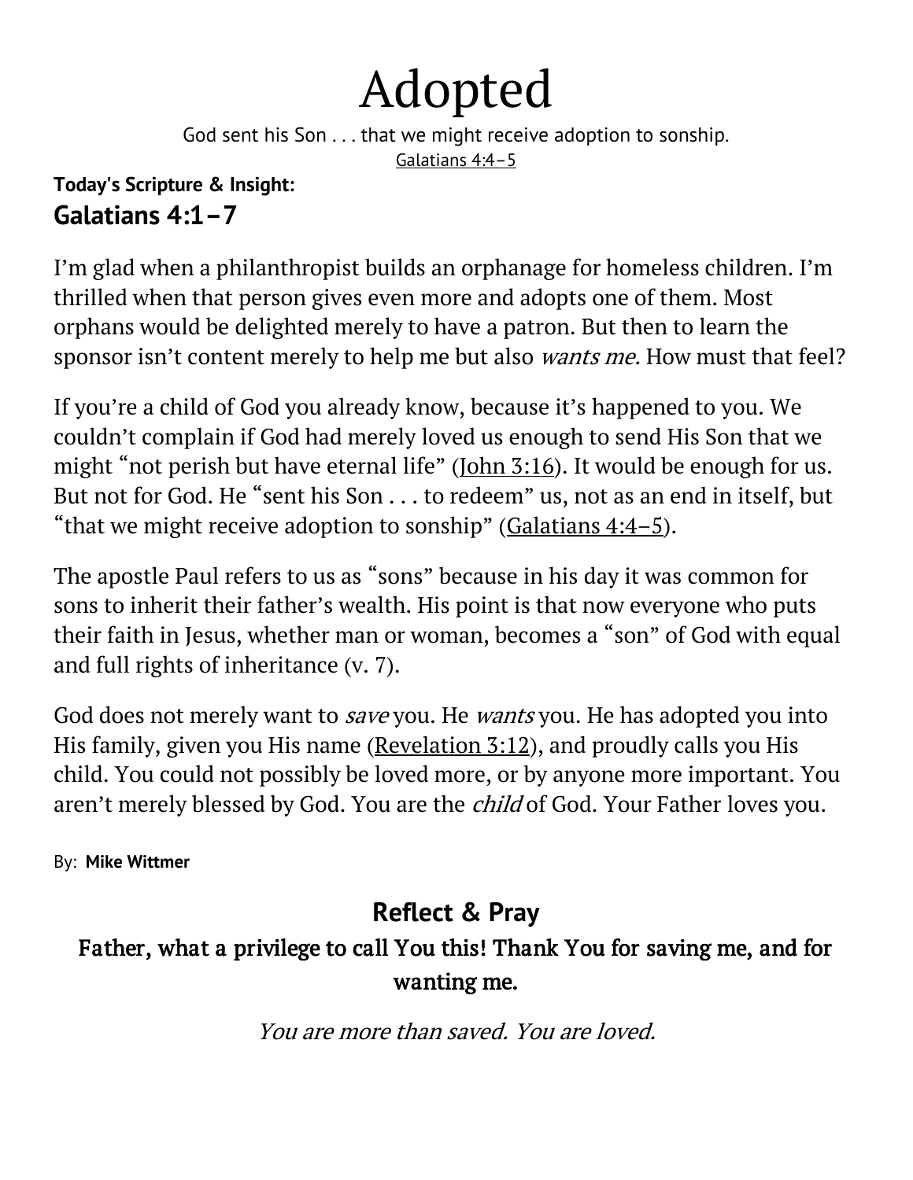# Adopted

God sent his Son . . . that we might receive adoption to sonship.

Galatians 4:4–5

**Today's Scripture & Insight:**

## Galatians 4:1–7

I'm glad when a philanthropist builds an orphanage for homeless children. I'm thrilled when that person gives even more and adopts one of them. Most orphans would be delighted merely to have a patron. But then to learn the sponsor isn't content merely to help me but also *wants me.* How must that feel?

If you're a child of God you already know, because it's happened to you. We couldn't complain if God had merely loved us enough to send His Son that we might "not perish but have eternal life" (John 3:16). It would be enough for us. But not for God. He "sent his Son . . . to redeem" us, not as an end in itself, but "that we might receive adoption to sonship" (Galatians 4:4–5).

The apostle Paul refers to us as "sons" because in his day it was common for sons to inherit their father's wealth. His point is that now everyone who puts their faith in Jesus, whether man or woman, becomes a "son" of God with equal and full rights of inheritance (v. 7).

God does not merely want to *save* you. He *wants* you. He has adopted you into His family, given you His name (Revelation 3:12), and proudly calls you His child. You could not possibly be loved more, or by anyone more important. You aren't merely blessed by God. You are the *child* of God. Your Father loves you.

By: **Mike Wittmer**

### Reflect & Pray

**Father, what a privilege to call You this! Thank You for saving me, and for wanting me.**

*You are more than saved. You are loved.*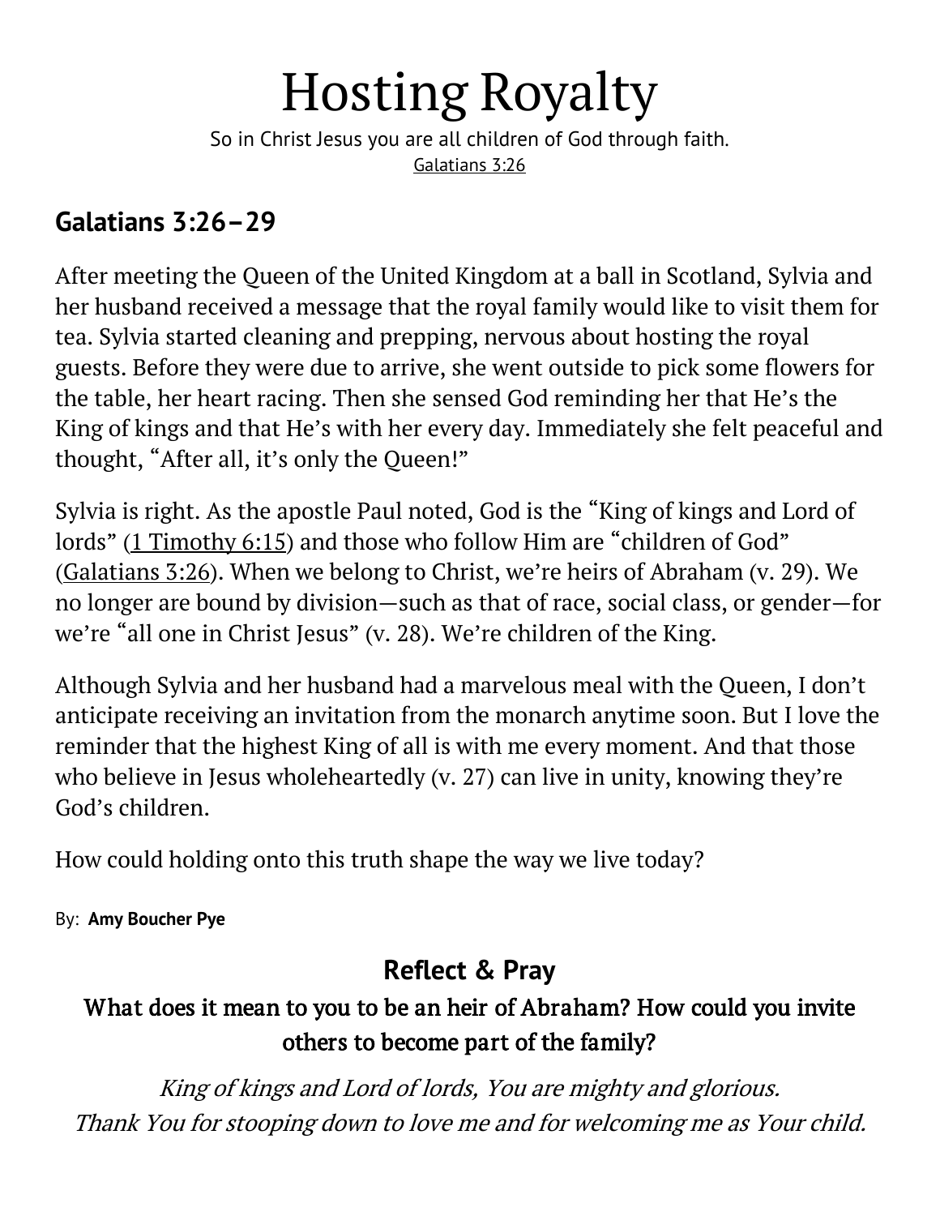# Hosting Royalty

So in Christ Jesus you are all children of God through faith.
Galatians 3:26

## Galatians 3:26–29

After meeting the Queen of the United Kingdom at a ball in Scotland, Sylvia and her husband received a message that the royal family would like to visit them for tea. Sylvia started cleaning and prepping, nervous about hosting the royal guests. Before they were due to arrive, she went outside to pick some flowers for the table, her heart racing. Then she sensed God reminding her that He's the King of kings and that He's with her every day. Immediately she felt peaceful and thought, "After all, it's only the Queen!"

Sylvia is right. As the apostle Paul noted, God is the "King of kings and Lord of lords" (1 Timothy 6:15) and those who follow Him are "children of God" (Galatians 3:26). When we belong to Christ, we're heirs of Abraham (v. 29). We no longer are bound by division—such as that of race, social class, or gender—for we're "all one in Christ Jesus" (v. 28). We're children of the King.

Although Sylvia and her husband had a marvelous meal with the Queen, I don't anticipate receiving an invitation from the monarch anytime soon. But I love the reminder that the highest King of all is with me every moment. And that those who believe in Jesus wholeheartedly (v. 27) can live in unity, knowing they're God's children.

How could holding onto this truth shape the way we live today?

By: **Amy Boucher Pye**

### Reflect & Pray

**What does it mean to you to be an heir of Abraham? How could you invite others to become part of the family?**

*King of kings and Lord of lords, You are mighty and glorious.*
*Thank You for stooping down to love me and for welcoming me as Your child.*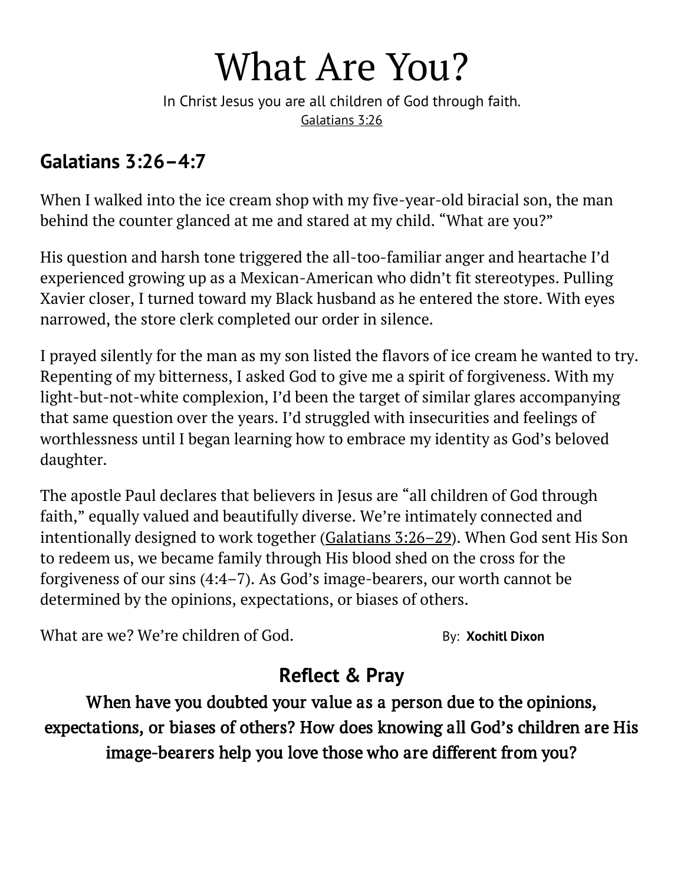# What Are You?

In Christ Jesus you are all children of God through faith.
Galatians 3:26

## Galatians 3:26–4:7

When I walked into the ice cream shop with my five-year-old biracial son, the man behind the counter glanced at me and stared at my child. "What are you?"

His question and harsh tone triggered the all-too-familiar anger and heartache I'd experienced growing up as a Mexican-American who didn't fit stereotypes. Pulling Xavier closer, I turned toward my Black husband as he entered the store. With eyes narrowed, the store clerk completed our order in silence.

I prayed silently for the man as my son listed the flavors of ice cream he wanted to try. Repenting of my bitterness, I asked God to give me a spirit of forgiveness. With my light-but-not-white complexion, I'd been the target of similar glares accompanying that same question over the years. I'd struggled with insecurities and feelings of worthlessness until I began learning how to embrace my identity as God's beloved daughter.

The apostle Paul declares that believers in Jesus are "all children of God through faith," equally valued and beautifully diverse. We're intimately connected and intentionally designed to work together (Galatians 3:26–29). When God sent His Son to redeem us, we became family through His blood shed on the cross for the forgiveness of our sins (4:4–7). As God's image-bearers, our worth cannot be determined by the opinions, expectations, or biases of others.

What are we? We're children of God.

By: **Xochitl Dixon**

## Reflect & Pray

When have you doubted your value as a person due to the opinions, expectations, or biases of others? How does knowing all God's children are His image-bearers help you love those who are different from you?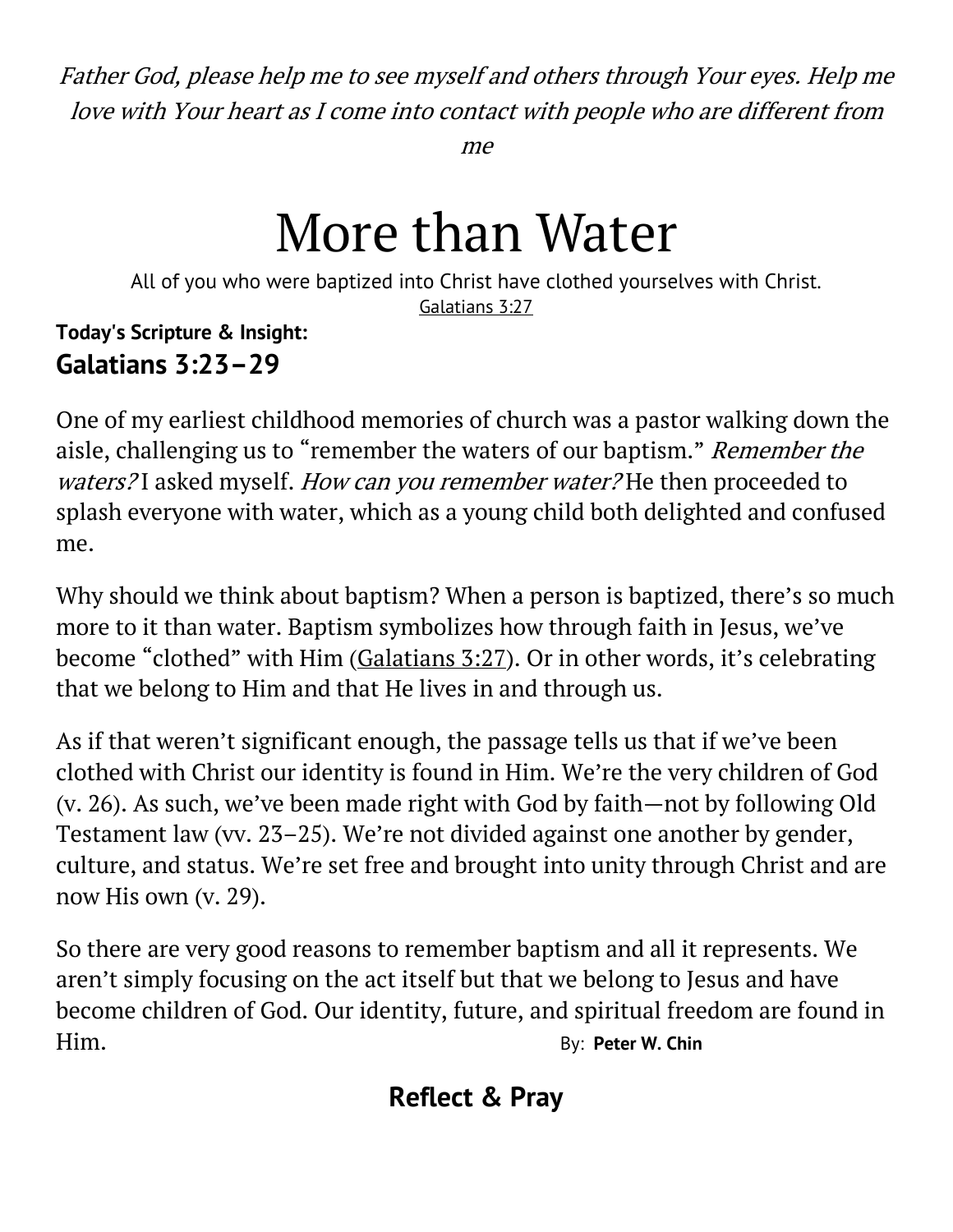*Father God, please help me to see myself and others through Your eyes. Help me love with Your heart as I come into contact with people who are different from me*

# More than Water

All of you who were baptized into Christ have clothed yourselves with Christ.
Galatians 3:27

**Today's Scripture & Insight:**
## Galatians 3:23–29

One of my earliest childhood memories of church was a pastor walking down the aisle, challenging us to "remember the waters of our baptism." *Remember the waters?* I asked myself. *How can you remember water?* He then proceeded to splash everyone with water, which as a young child both delighted and confused me.

Why should we think about baptism? When a person is baptized, there's so much more to it than water. Baptism symbolizes how through faith in Jesus, we've become "clothed" with Him (Galatians 3:27). Or in other words, it's celebrating that we belong to Him and that He lives in and through us.

As if that weren't significant enough, the passage tells us that if we've been clothed with Christ our identity is found in Him. We're the very children of God (v. 26). As such, we've been made right with God by faith—not by following Old Testament law (vv. 23–25). We're not divided against one another by gender, culture, and status. We're set free and brought into unity through Christ and are now His own (v. 29).

So there are very good reasons to remember baptism and all it represents. We aren't simply focusing on the act itself but that we belong to Jesus and have become children of God. Our identity, future, and spiritual freedom are found in Him. By: **Peter W. Chin**

### Reflect & Pray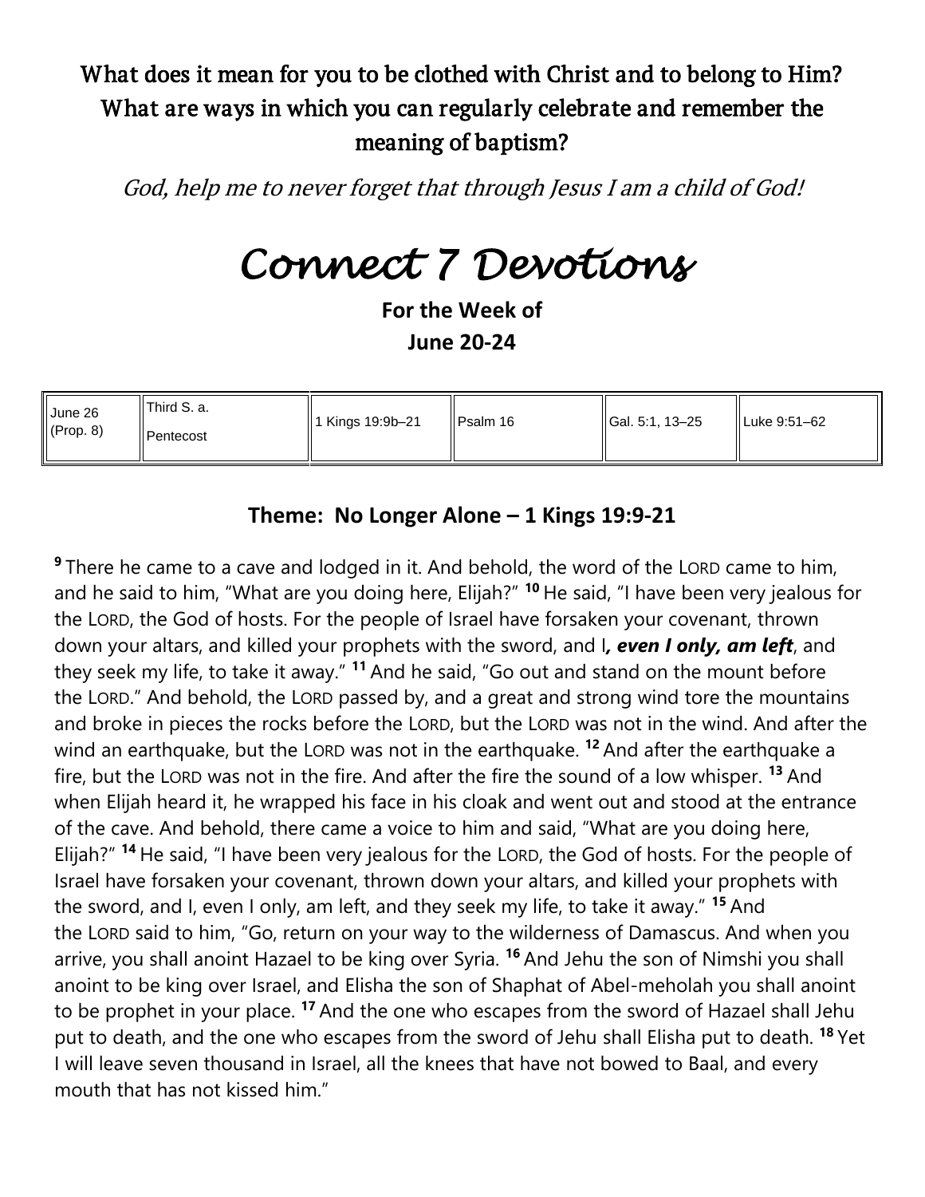### What does it mean for you to be clothed with Christ and to belong to Him? What are ways in which you can regularly celebrate and remember the meaning of baptism?

*God, help me to never forget that through Jesus I am a child of God!*

# *Connect 7 Devotions*

**For the Week of**

**June 20-24**

| June 26 (Prop. 8) | Third S. a. Pentecost | 1 Kings 19:9b–21 | Psalm 16 | Gal. 5:1, 13–25 | Luke 9:51–62 |
|---|---|---|---|---|---|

## Theme: No Longer Alone – 1 Kings 19:9-21

**9** There he came to a cave and lodged in it. And behold, the word of the LORD came to him, and he said to him, "What are you doing here, Elijah?" **10** He said, "I have been very jealous for the LORD, the God of hosts. For the people of Israel have forsaken your covenant, thrown down your altars, and killed your prophets with the sword, and I***, even I only, am left***, and they seek my life, to take it away." **11** And he said, "Go out and stand on the mount before the LORD." And behold, the LORD passed by, and a great and strong wind tore the mountains and broke in pieces the rocks before the LORD, but the LORD was not in the wind. And after the wind an earthquake, but the LORD was not in the earthquake. **12** And after the earthquake a fire, but the LORD was not in the fire. And after the fire the sound of a low whisper. **13** And when Elijah heard it, he wrapped his face in his cloak and went out and stood at the entrance of the cave. And behold, there came a voice to him and said, "What are you doing here, Elijah?" **14** He said, "I have been very jealous for the LORD, the God of hosts. For the people of Israel have forsaken your covenant, thrown down your altars, and killed your prophets with the sword, and I, even I only, am left, and they seek my life, to take it away." **15** And the LORD said to him, "Go, return on your way to the wilderness of Damascus. And when you arrive, you shall anoint Hazael to be king over Syria. **16** And Jehu the son of Nimshi you shall anoint to be king over Israel, and Elisha the son of Shaphat of Abel-meholah you shall anoint to be prophet in your place. **17** And the one who escapes from the sword of Hazael shall Jehu put to death, and the one who escapes from the sword of Jehu shall Elisha put to death. **18** Yet I will leave seven thousand in Israel, all the knees that have not bowed to Baal, and every mouth that has not kissed him."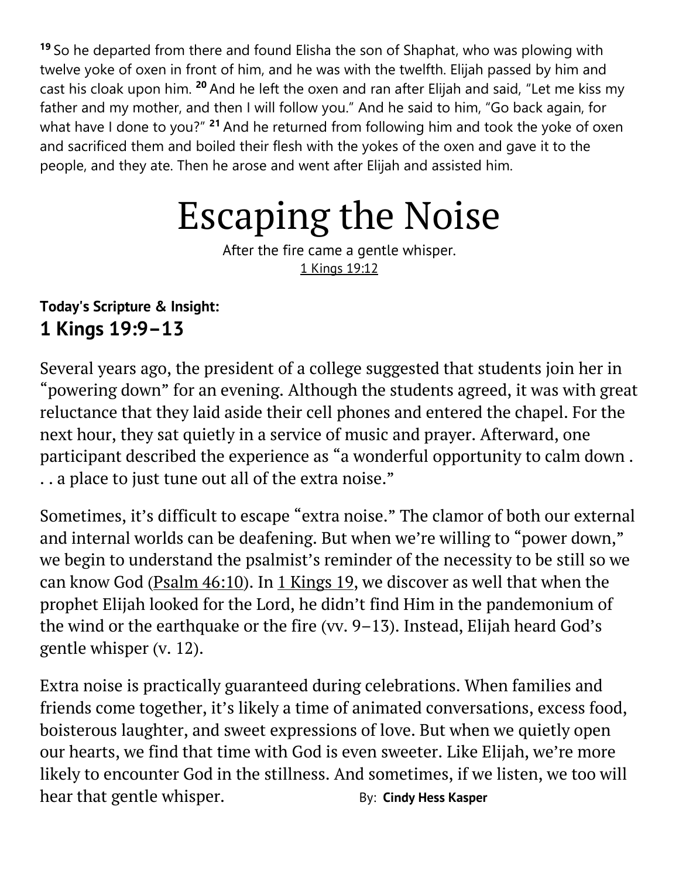[19] So he departed from there and found Elisha the son of Shaphat, who was plowing with twelve yoke of oxen in front of him, and he was with the twelfth. Elijah passed by him and cast his cloak upon him. [20] And he left the oxen and ran after Elijah and said, "Let me kiss my father and my mother, and then I will follow you." And he said to him, "Go back again, for what have I done to you?" [21] And he returned from following him and took the yoke of oxen and sacrificed them and boiled their flesh with the yokes of the oxen and gave it to the people, and they ate. Then he arose and went after Elijah and assisted him.

# Escaping the Noise

After the fire came a gentle whisper.
1 Kings 19:12

**Today's Scripture & Insight:**
## 1 Kings 19:9–13

Several years ago, the president of a college suggested that students join her in "powering down" for an evening. Although the students agreed, it was with great reluctance that they laid aside their cell phones and entered the chapel. For the next hour, they sat quietly in a service of music and prayer. Afterward, one participant described the experience as "a wonderful opportunity to calm down . . . a place to just tune out all of the extra noise."

Sometimes, it's difficult to escape "extra noise." The clamor of both our external and internal worlds can be deafening. But when we're willing to "power down," we begin to understand the psalmist's reminder of the necessity to be still so we can know God (Psalm 46:10). In 1 Kings 19, we discover as well that when the prophet Elijah looked for the Lord, he didn't find Him in the pandemonium of the wind or the earthquake or the fire (vv. 9–13). Instead, Elijah heard God's gentle whisper (v. 12).

Extra noise is practically guaranteed during celebrations. When families and friends come together, it's likely a time of animated conversations, excess food, boisterous laughter, and sweet expressions of love. But when we quietly open our hearts, we find that time with God is even sweeter. Like Elijah, we're more likely to encounter God in the stillness. And sometimes, if we listen, we too will hear that gentle whisper. By: **Cindy Hess Kasper**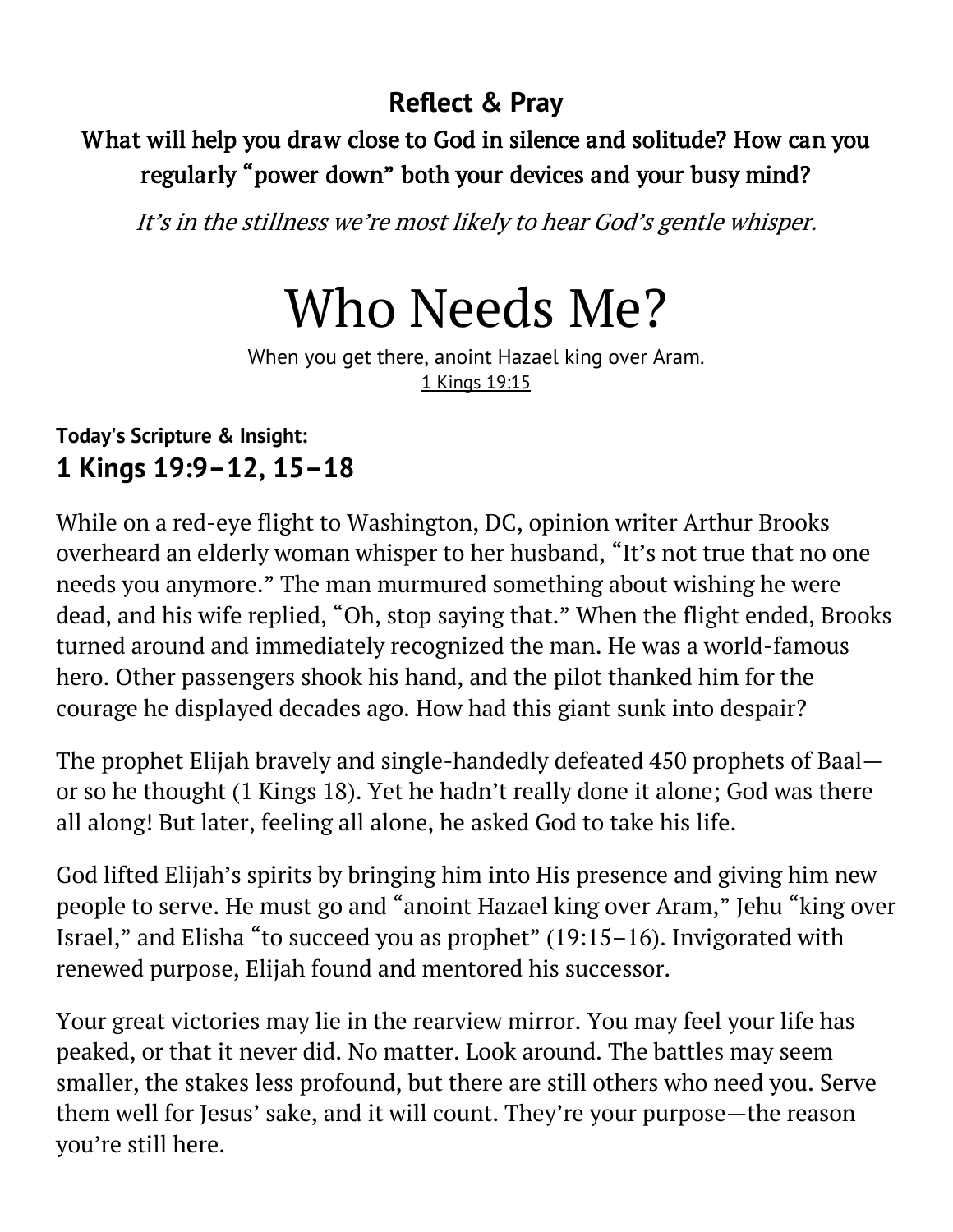**Reflect & Pray**

**What will help you draw close to God in silence and solitude? How can you regularly "power down" both your devices and your busy mind?**

*It's in the stillness we're most likely to hear God's gentle whisper.*

# Who Needs Me?

When you get there, anoint Hazael king over Aram.
1 Kings 19:15

**Today's Scripture & Insight:**

## 1 Kings 19:9–12, 15–18

While on a red-eye flight to Washington, DC, opinion writer Arthur Brooks overheard an elderly woman whisper to her husband, "It's not true that no one needs you anymore." The man murmured something about wishing he were dead, and his wife replied, "Oh, stop saying that." When the flight ended, Brooks turned around and immediately recognized the man. He was a world-famous hero. Other passengers shook his hand, and the pilot thanked him for the courage he displayed decades ago. How had this giant sunk into despair?

The prophet Elijah bravely and single-handedly defeated 450 prophets of Baal—or so he thought (1 Kings 18). Yet he hadn't really done it alone; God was there all along! But later, feeling all alone, he asked God to take his life.

God lifted Elijah's spirits by bringing him into His presence and giving him new people to serve. He must go and "anoint Hazael king over Aram," Jehu "king over Israel," and Elisha "to succeed you as prophet" (19:15–16). Invigorated with renewed purpose, Elijah found and mentored his successor.

Your great victories may lie in the rearview mirror. You may feel your life has peaked, or that it never did. No matter. Look around. The battles may seem smaller, the stakes less profound, but there are still others who need you. Serve them well for Jesus' sake, and it will count. They're your purpose—the reason you're still here.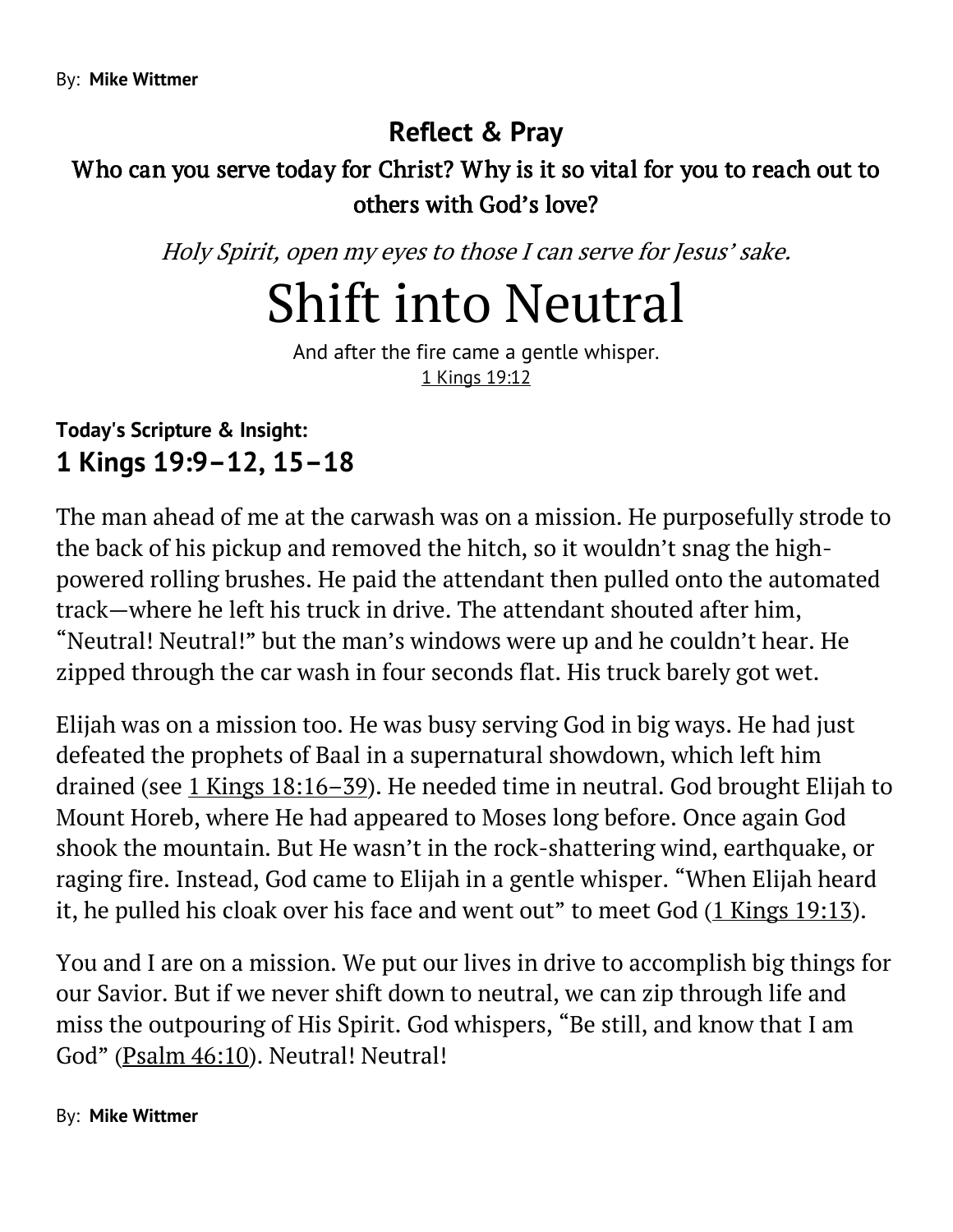By: **Mike Wittmer**

## Reflect & Pray

### Who can you serve today for Christ? Why is it so vital for you to reach out to others with God's love?

*Holy Spirit, open my eyes to those I can serve for Jesus' sake.*

# Shift into Neutral

And after the fire came a gentle whisper.
1 Kings 19:12

**Today's Scripture & Insight:**
### 1 Kings 19:9–12, 15–18

The man ahead of me at the carwash was on a mission. He purposefully strode to the back of his pickup and removed the hitch, so it wouldn't snag the high-powered rolling brushes. He paid the attendant then pulled onto the automated track—where he left his truck in drive. The attendant shouted after him, "Neutral! Neutral!" but the man's windows were up and he couldn't hear. He zipped through the car wash in four seconds flat. His truck barely got wet.

Elijah was on a mission too. He was busy serving God in big ways. He had just defeated the prophets of Baal in a supernatural showdown, which left him drained (see 1 Kings 18:16–39). He needed time in neutral. God brought Elijah to Mount Horeb, where He had appeared to Moses long before. Once again God shook the mountain. But He wasn't in the rock-shattering wind, earthquake, or raging fire. Instead, God came to Elijah in a gentle whisper. "When Elijah heard it, he pulled his cloak over his face and went out" to meet God (1 Kings 19:13).

You and I are on a mission. We put our lives in drive to accomplish big things for our Savior. But if we never shift down to neutral, we can zip through life and miss the outpouring of His Spirit. God whispers, "Be still, and know that I am God" (Psalm 46:10). Neutral! Neutral!

By: **Mike Wittmer**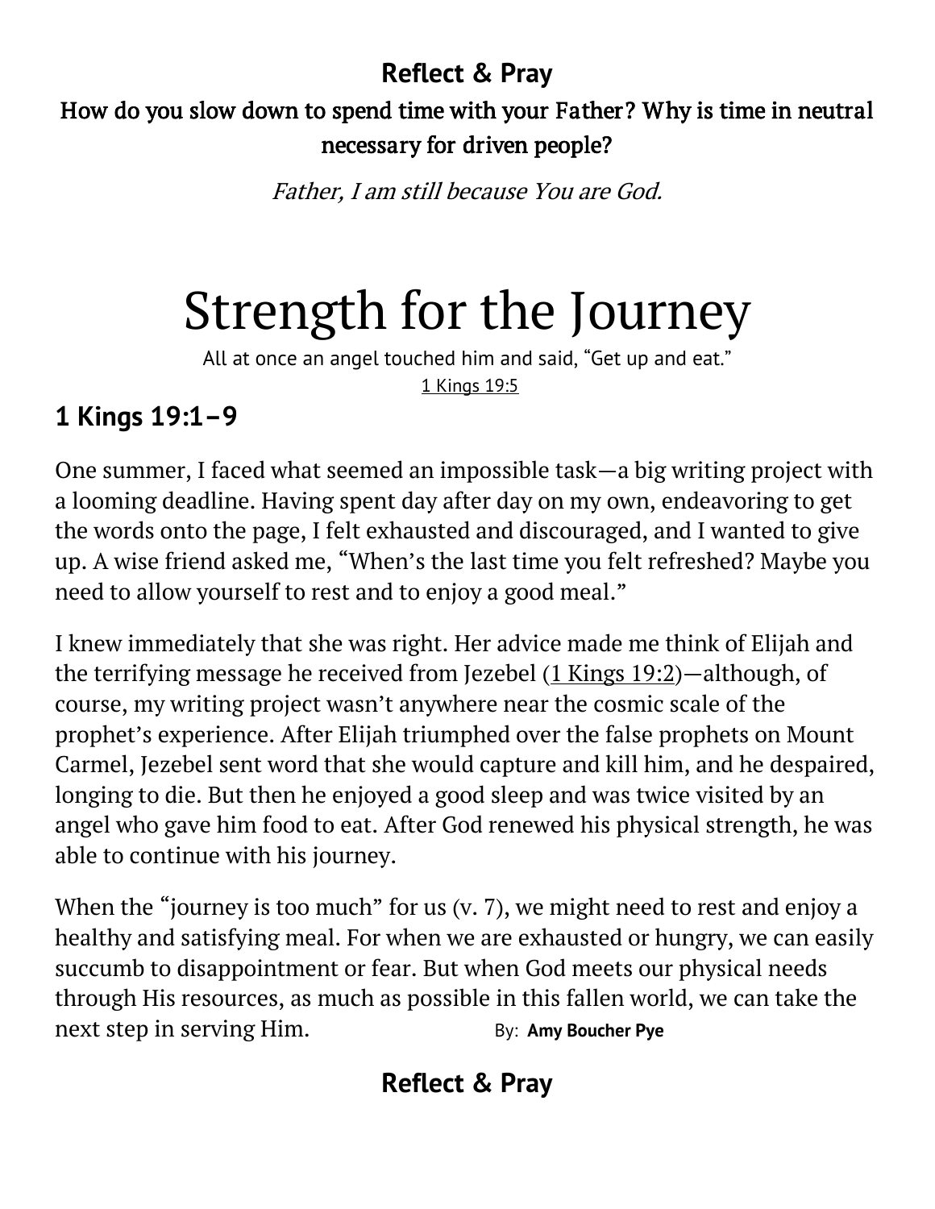**Reflect & Pray**

**How do you slow down to spend time with your Father? Why is time in neutral necessary for driven people?**

*Father, I am still because You are God.*

# Strength for the Journey

All at once an angel touched him and said, "Get up and eat."

1 Kings 19:5

## 1 Kings 19:1–9

One summer, I faced what seemed an impossible task—a big writing project with a looming deadline. Having spent day after day on my own, endeavoring to get the words onto the page, I felt exhausted and discouraged, and I wanted to give up. A wise friend asked me, "When's the last time you felt refreshed? Maybe you need to allow yourself to rest and to enjoy a good meal."

I knew immediately that she was right. Her advice made me think of Elijah and the terrifying message he received from Jezebel (1 Kings 19:2)—although, of course, my writing project wasn't anywhere near the cosmic scale of the prophet's experience. After Elijah triumphed over the false prophets on Mount Carmel, Jezebel sent word that she would capture and kill him, and he despaired, longing to die. But then he enjoyed a good sleep and was twice visited by an angel who gave him food to eat. After God renewed his physical strength, he was able to continue with his journey.

When the "journey is too much" for us (v. 7), we might need to rest and enjoy a healthy and satisfying meal. For when we are exhausted or hungry, we can easily succumb to disappointment or fear. But when God meets our physical needs through His resources, as much as possible in this fallen world, we can take the next step in serving Him. By: **Amy Boucher Pye**

**Reflect & Pray**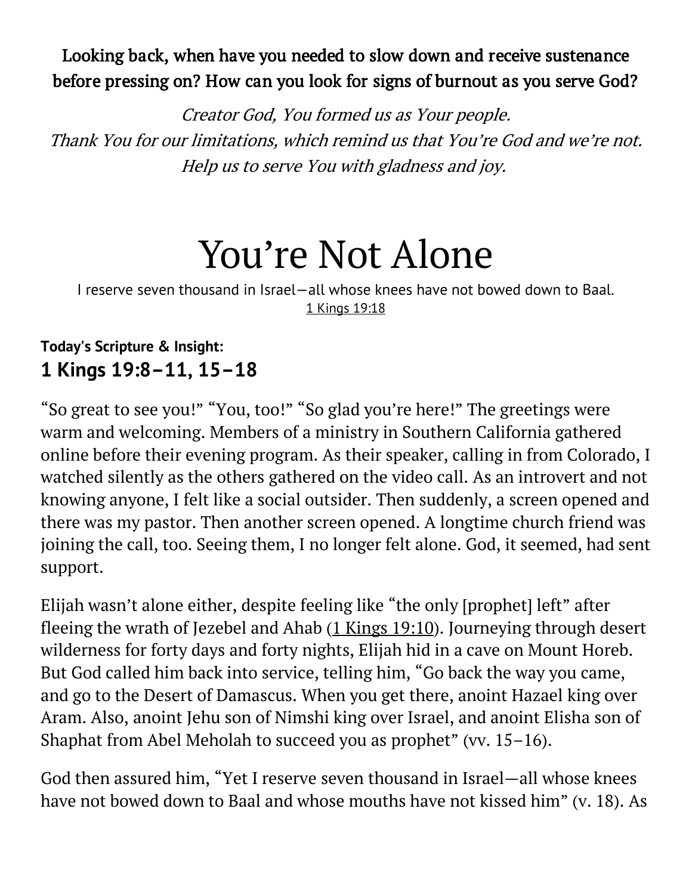**Looking back, when have you needed to slow down and receive sustenance before pressing on? How can you look for signs of burnout as you serve God?**

*Creator God, You formed us as Your people.*
*Thank You for our limitations, which remind us that You're God and we're not.*
*Help us to serve You with gladness and joy.*

# You're Not Alone

I reserve seven thousand in Israel—all whose knees have not bowed down to Baal.
1 Kings 19:18

**Today's Scripture & Insight:**
## 1 Kings 19:8–11, 15–18

"So great to see you!" "You, too!" "So glad you're here!" The greetings were warm and welcoming. Members of a ministry in Southern California gathered online before their evening program. As their speaker, calling in from Colorado, I watched silently as the others gathered on the video call. As an introvert and not knowing anyone, I felt like a social outsider. Then suddenly, a screen opened and there was my pastor. Then another screen opened. A longtime church friend was joining the call, too. Seeing them, I no longer felt alone. God, it seemed, had sent support.

Elijah wasn't alone either, despite feeling like "the only [prophet] left" after fleeing the wrath of Jezebel and Ahab (1 Kings 19:10). Journeying through desert wilderness for forty days and forty nights, Elijah hid in a cave on Mount Horeb. But God called him back into service, telling him, "Go back the way you came, and go to the Desert of Damascus. When you get there, anoint Hazael king over Aram. Also, anoint Jehu son of Nimshi king over Israel, and anoint Elisha son of Shaphat from Abel Meholah to succeed you as prophet" (vv. 15–16).

God then assured him, "Yet I reserve seven thousand in Israel—all whose knees have not bowed down to Baal and whose mouths have not kissed him" (v. 18). As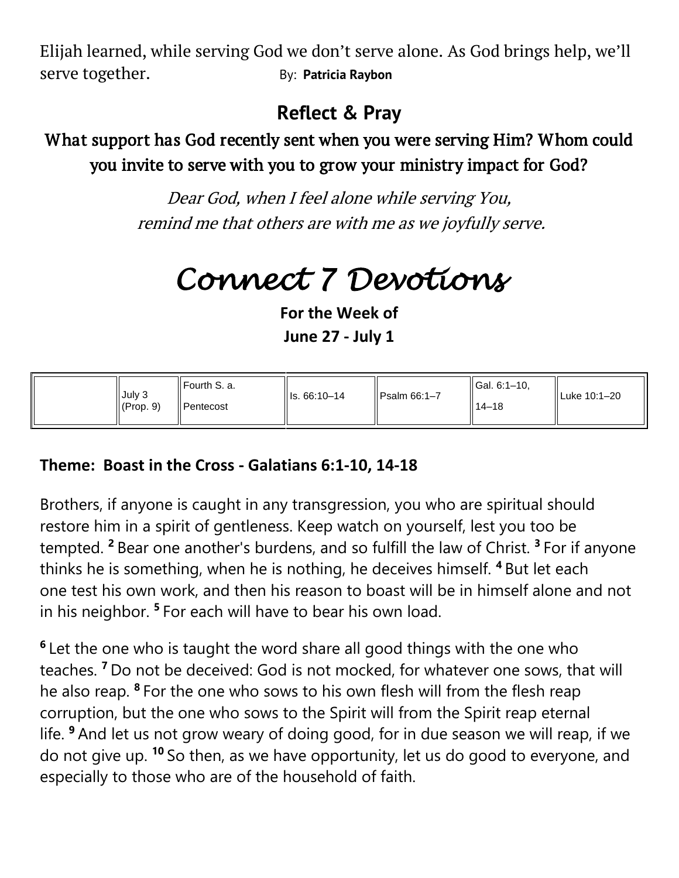Elijah learned, while serving God we don't serve alone. As God brings help, we'll serve together. By: **Patricia Raybon**

## Reflect & Pray

**What support has God recently sent when you were serving Him? Whom could you invite to serve with you to grow your ministry impact for God?**

*Dear God, when I feel alone while serving You, remind me that others are with me as we joyfully serve.*

# Connect 7 Devotions

**For the Week of**
**June 27 - July 1**

| | | | | | | |
|---|---|---|---|---|---|---|
| | July 3 (Prop. 9) | Fourth S. a. Pentecost | Is. 66:10–14 | Psalm 66:1–7 | Gal. 6:1–10, 14–18 | Luke 10:1–20 |

**Theme: Boast in the Cross - Galatians 6:1-10, 14-18**

Brothers, if anyone is caught in any transgression, you who are spiritual should restore him in a spirit of gentleness. Keep watch on yourself, lest you too be tempted. **2** Bear one another's burdens, and so fulfill the law of Christ. **3** For if anyone thinks he is something, when he is nothing, he deceives himself. **4** But let each one test his own work, and then his reason to boast will be in himself alone and not in his neighbor. **5** For each will have to bear his own load.

**6** Let the one who is taught the word share all good things with the one who teaches. **7** Do not be deceived: God is not mocked, for whatever one sows, that will he also reap. **8** For the one who sows to his own flesh will from the flesh reap corruption, but the one who sows to the Spirit will from the Spirit reap eternal life. **9** And let us not grow weary of doing good, for in due season we will reap, if we do not give up. **10** So then, as we have opportunity, let us do good to everyone, and especially to those who are of the household of faith.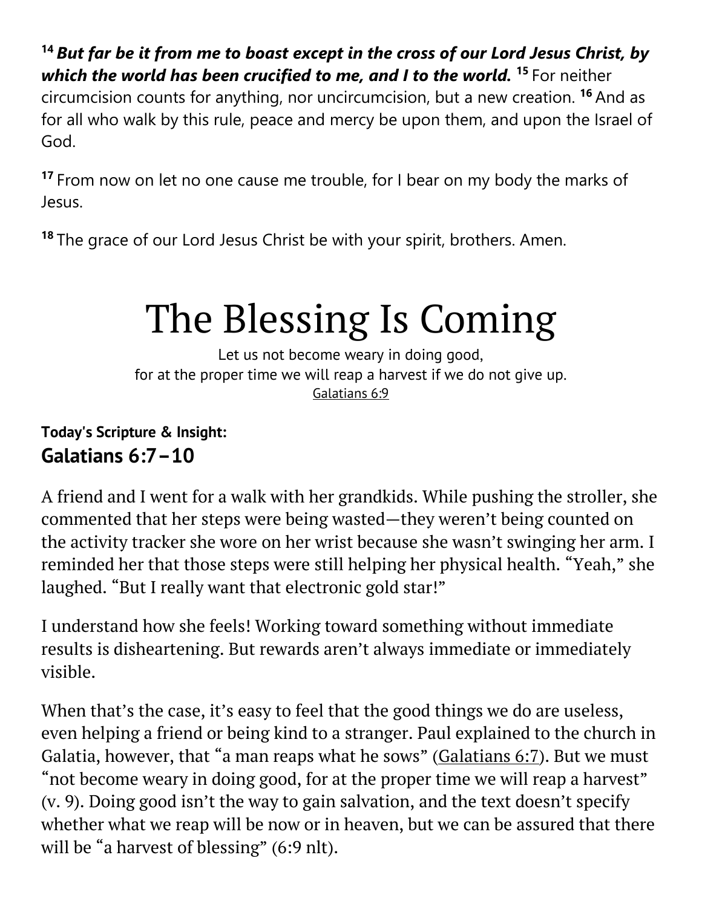[14] ***But far be it from me to boast except in the cross of our Lord Jesus Christ, by which the world has been crucified to me, and I to the world.*** [15] For neither circumcision counts for anything, nor uncircumcision, but a new creation. [16] And as for all who walk by this rule, peace and mercy be upon them, and upon the Israel of God.

[17] From now on let no one cause me trouble, for I bear on my body the marks of Jesus.

[18] The grace of our Lord Jesus Christ be with your spirit, brothers. Amen.

# The Blessing Is Coming

Let us not become weary in doing good,
for at the proper time we will reap a harvest if we do not give up.
Galatians 6:9

**Today's Scripture & Insight:**
## Galatians 6:7–10

A friend and I went for a walk with her grandkids. While pushing the stroller, she commented that her steps were being wasted—they weren't being counted on the activity tracker she wore on her wrist because she wasn't swinging her arm. I reminded her that those steps were still helping her physical health. "Yeah," she laughed. "But I really want that electronic gold star!"

I understand how she feels! Working toward something without immediate results is disheartening. But rewards aren't always immediate or immediately visible.

When that's the case, it's easy to feel that the good things we do are useless, even helping a friend or being kind to a stranger. Paul explained to the church in Galatia, however, that "a man reaps what he sows" (Galatians 6:7). But we must "not become weary in doing good, for at the proper time we will reap a harvest" (v. 9). Doing good isn't the way to gain salvation, and the text doesn't specify whether what we reap will be now or in heaven, but we can be assured that there will be "a harvest of blessing" (6:9 nlt).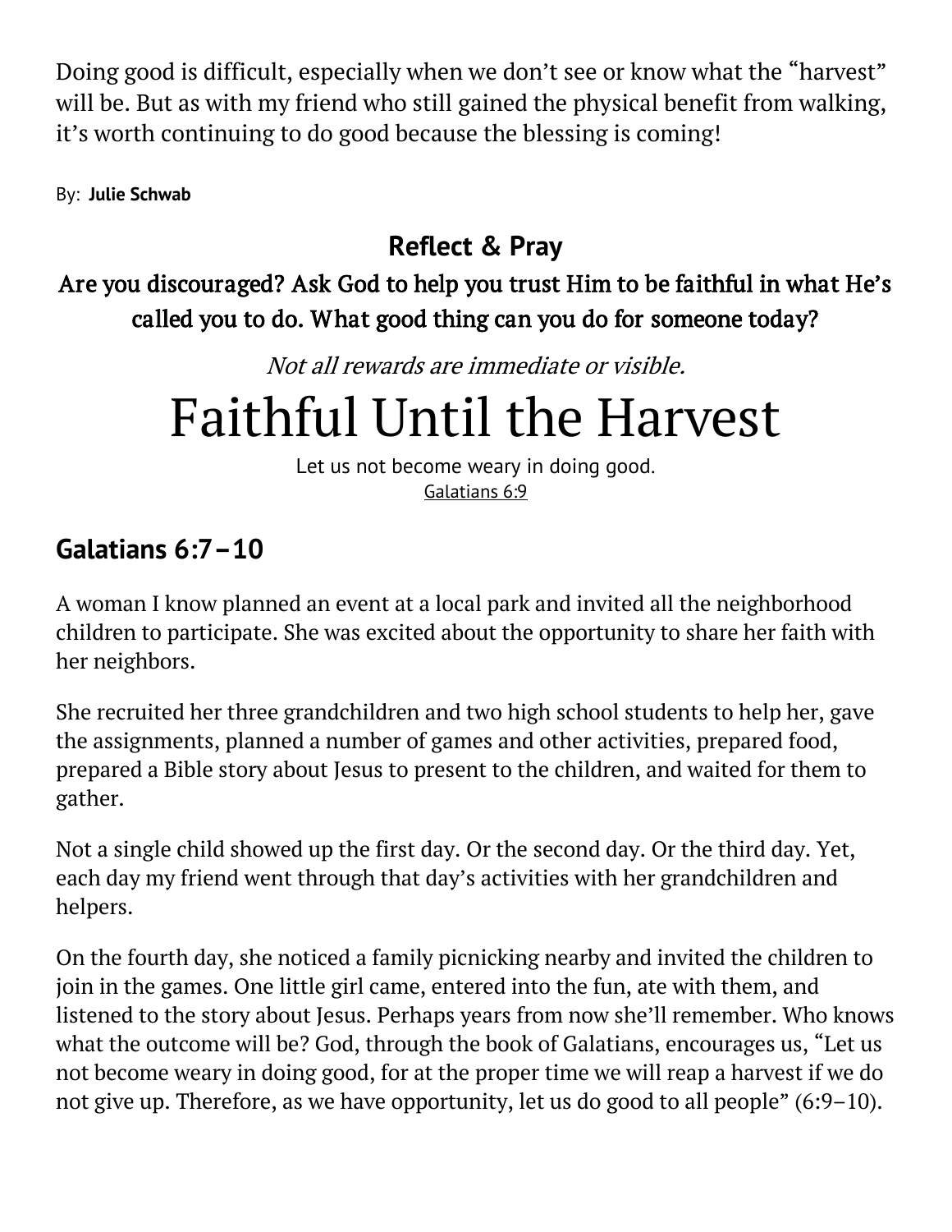Doing good is difficult, especially when we don't see or know what the "harvest" will be. But as with my friend who still gained the physical benefit from walking, it's worth continuing to do good because the blessing is coming!

By: **Julie Schwab**

## Reflect & Pray

**Are you discouraged? Ask God to help you trust Him to be faithful in what He's called you to do. What good thing can you do for someone today?**

*Not all rewards are immediate or visible.*

# Faithful Until the Harvest

Let us not become weary in doing good.
Galatians 6:9

## Galatians 6:7–10

A woman I know planned an event at a local park and invited all the neighborhood children to participate. She was excited about the opportunity to share her faith with her neighbors.

She recruited her three grandchildren and two high school students to help her, gave the assignments, planned a number of games and other activities, prepared food, prepared a Bible story about Jesus to present to the children, and waited for them to gather.

Not a single child showed up the first day. Or the second day. Or the third day. Yet, each day my friend went through that day's activities with her grandchildren and helpers.

On the fourth day, she noticed a family picnicking nearby and invited the children to join in the games. One little girl came, entered into the fun, ate with them, and listened to the story about Jesus. Perhaps years from now she'll remember. Who knows what the outcome will be? God, through the book of Galatians, encourages us, "Let us not become weary in doing good, for at the proper time we will reap a harvest if we do not give up. Therefore, as we have opportunity, let us do good to all people" (6:9–10).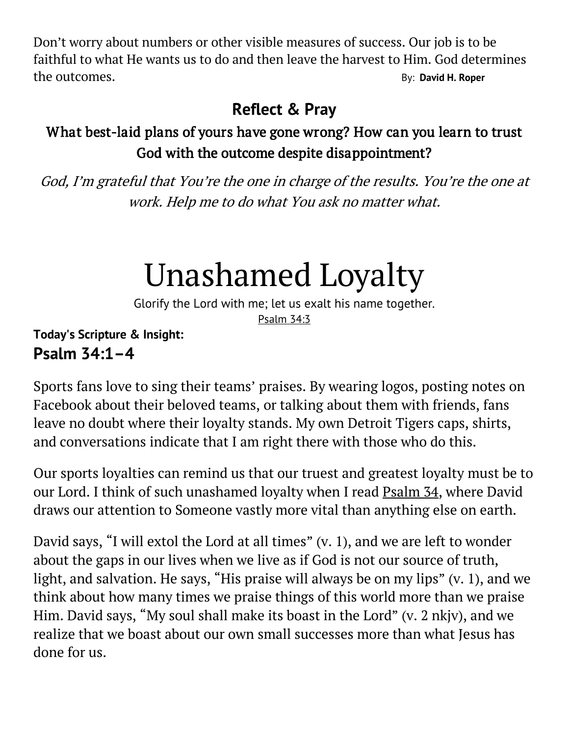Don’t worry about numbers or other visible measures of success. Our job is to be faithful to what He wants us to do and then leave the harvest to Him. God determines the outcomes. By: **David H. Roper**

### Reflect & Pray

**What best-laid plans of yours have gone wrong? How can you learn to trust God with the outcome despite disappointment?**

*God, I’m grateful that You’re the one in charge of the results. You’re the one at work. Help me to do what You ask no matter what.*

# Unashamed Loyalty

Glorify the Lord with me; let us exalt his name together.

Psalm 34:3

**Today's Scripture & Insight:**

## Psalm 34:1–4

Sports fans love to sing their teams’ praises. By wearing logos, posting notes on Facebook about their beloved teams, or talking about them with friends, fans leave no doubt where their loyalty stands. My own Detroit Tigers caps, shirts, and conversations indicate that I am right there with those who do this.

Our sports loyalties can remind us that our truest and greatest loyalty must be to our Lord. I think of such unashamed loyalty when I read Psalm 34, where David draws our attention to Someone vastly more vital than anything else on earth.

David says, “I will extol the Lord at all times” (v. 1), and we are left to wonder about the gaps in our lives when we live as if God is not our source of truth, light, and salvation. He says, “His praise will always be on my lips” (v. 1), and we think about how many times we praise things of this world more than we praise Him. David says, “My soul shall make its boast in the Lord” (v. 2 nkjv), and we realize that we boast about our own small successes more than what Jesus has done for us.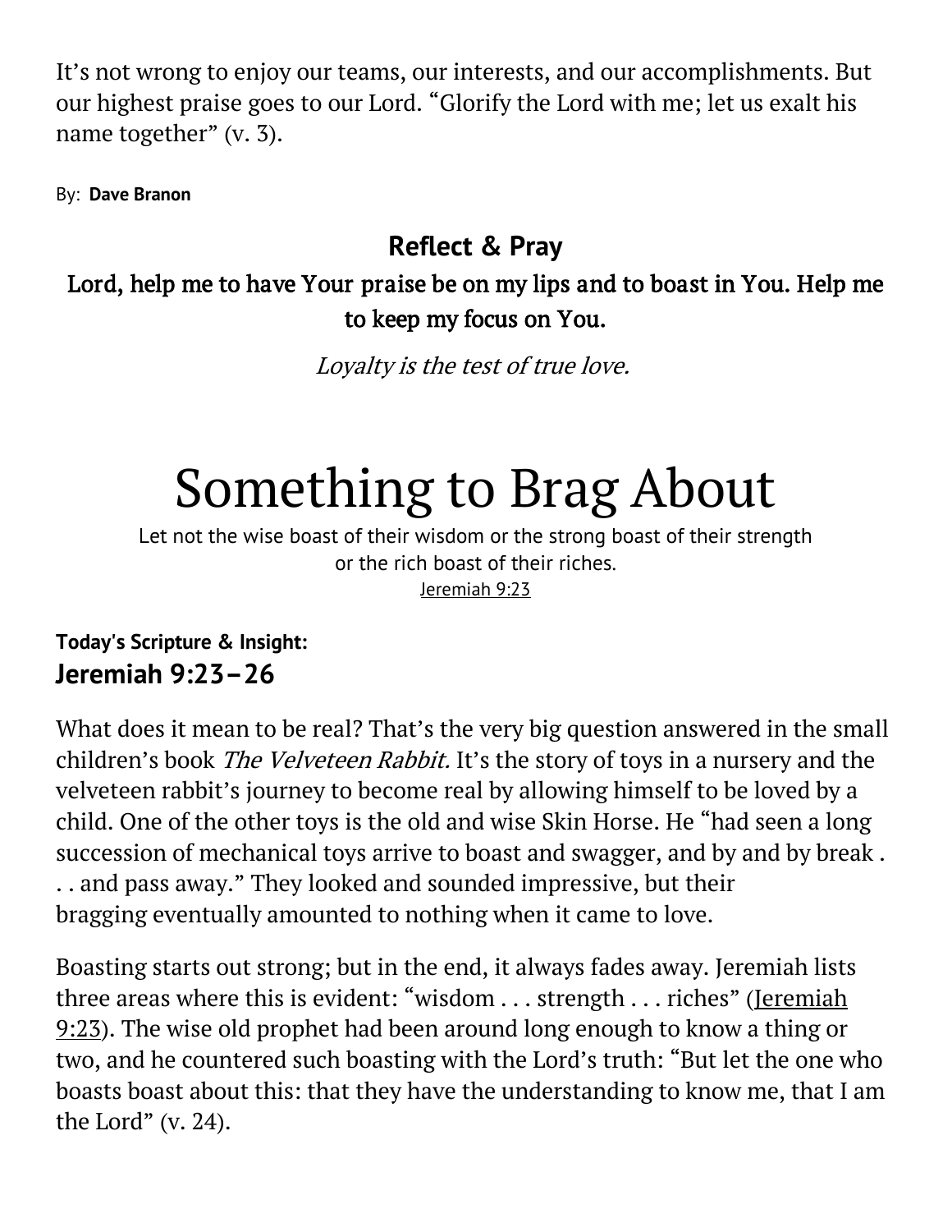It's not wrong to enjoy our teams, our interests, and our accomplishments. But our highest praise goes to our Lord. "Glorify the Lord with me; let us exalt his name together" (v. 3).

By: **Dave Branon**

### Reflect & Pray

**Lord, help me to have Your praise be on my lips and to boast in You. Help me to keep my focus on You.**

*Loyalty is the test of true love.*

# Something to Brag About

Let not the wise boast of their wisdom or the strong boast of their strength or the rich boast of their riches.
Jeremiah 9:23

**Today's Scripture & Insight:**
### Jeremiah 9:23–26

What does it mean to be real? That's the very big question answered in the small children's book *The Velveteen Rabbit*. It's the story of toys in a nursery and the velveteen rabbit's journey to become real by allowing himself to be loved by a child. One of the other toys is the old and wise Skin Horse. He "had seen a long succession of mechanical toys arrive to boast and swagger, and by and by break . . . and pass away." They looked and sounded impressive, but their bragging eventually amounted to nothing when it came to love.

Boasting starts out strong; but in the end, it always fades away. Jeremiah lists three areas where this is evident: "wisdom . . . strength . . . riches" (Jeremiah 9:23). The wise old prophet had been around long enough to know a thing or two, and he countered such boasting with the Lord's truth: "But let the one who boasts boast about this: that they have the understanding to know me, that I am the Lord" (v. 24).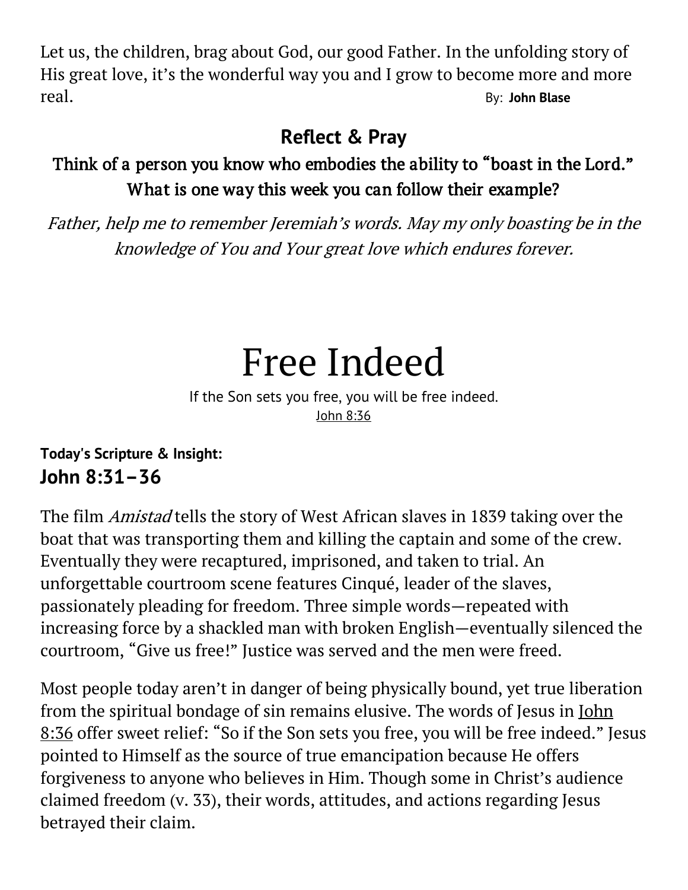Let us, the children, brag about God, our good Father. In the unfolding story of His great love, it's the wonderful way you and I grow to become more and more real. By: **John Blase**

### Reflect & Pray

**Think of a person you know who embodies the ability to "boast in the Lord." What is one way this week you can follow their example?**

*Father, help me to remember Jeremiah's words. May my only boasting be in the knowledge of You and Your great love which endures forever.*

# Free Indeed

If the Son sets you free, you will be free indeed.
John 8:36

**Today's Scripture & Insight:**
## John 8:31–36

The film *Amistad* tells the story of West African slaves in 1839 taking over the boat that was transporting them and killing the captain and some of the crew. Eventually they were recaptured, imprisoned, and taken to trial. An unforgettable courtroom scene features Cinqué, leader of the slaves, passionately pleading for freedom. Three simple words—repeated with increasing force by a shackled man with broken English—eventually silenced the courtroom, "Give us free!" Justice was served and the men were freed.

Most people today aren't in danger of being physically bound, yet true liberation from the spiritual bondage of sin remains elusive. The words of Jesus in John 8:36 offer sweet relief: "So if the Son sets you free, you will be free indeed." Jesus pointed to Himself as the source of true emancipation because He offers forgiveness to anyone who believes in Him. Though some in Christ's audience claimed freedom (v. 33), their words, attitudes, and actions regarding Jesus betrayed their claim.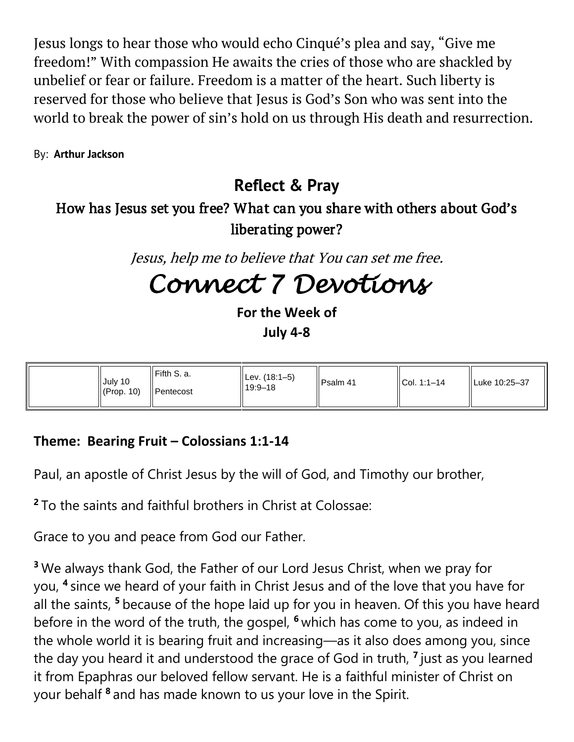Jesus longs to hear those who would echo Cinqué's plea and say, "Give me freedom!" With compassion He awaits the cries of those who are shackled by unbelief or fear or failure. Freedom is a matter of the heart. Such liberty is reserved for those who believe that Jesus is God's Son who was sent into the world to break the power of sin's hold on us through His death and resurrection.

By: **Arthur Jackson**

## Reflect & Pray

### How has Jesus set you free? What can you share with others about God's liberating power?

*Jesus, help me to believe that You can set me free.*

# *Connect 7 Devotions*

**For the Week of**
**July 4-8**

| | July 10 (Prop. 10) | Fifth S. a. Pentecost | Lev. (18:1–5) 19:9–18 | Psalm 41 | Col. 1:1–14 | Luke 10:25–37 |
|---|---|---|---|---|---|---|

**Theme: Bearing Fruit – Colossians 1:1-14**

Paul, an apostle of Christ Jesus by the will of God, and Timothy our brother,

**2** To the saints and faithful brothers in Christ at Colossae:

Grace to you and peace from God our Father.

**3** We always thank God, the Father of our Lord Jesus Christ, when we pray for you, **4** since we heard of your faith in Christ Jesus and of the love that you have for all the saints, **5** because of the hope laid up for you in heaven. Of this you have heard before in the word of the truth, the gospel, **6** which has come to you, as indeed in the whole world it is bearing fruit and increasing—as it also does among you, since the day you heard it and understood the grace of God in truth, **7** just as you learned it from Epaphras our beloved fellow servant. He is a faithful minister of Christ on your behalf **8** and has made known to us your love in the Spirit.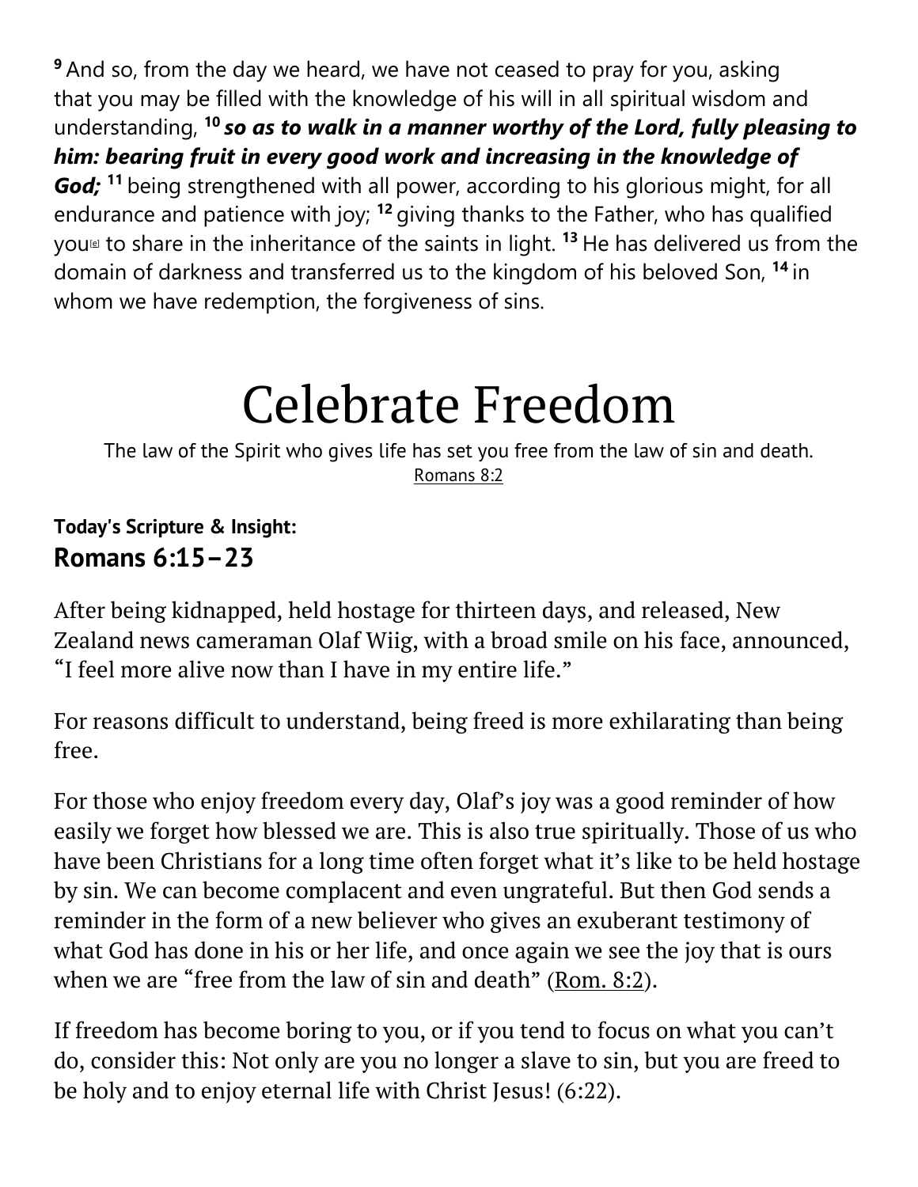[9] And so, from the day we heard, we have not ceased to pray for you, asking that you may be filled with the knowledge of his will in all spiritual wisdom and understanding, [10] ***so as to walk in a manner worthy of the Lord, fully pleasing to him: bearing fruit in every good work and increasing in the knowledge of God;*** [11] being strengthened with all power, according to his glorious might, for all endurance and patience with joy; [12] giving thanks to the Father, who has qualified you[e] to share in the inheritance of the saints in light. [13] He has delivered us from the domain of darkness and transferred us to the kingdom of his beloved Son, [14] in whom we have redemption, the forgiveness of sins.

# Celebrate Freedom

The law of the Spirit who gives life has set you free from the law of sin and death.
Romans 8:2

**Today's Scripture & Insight:**
## Romans 6:15–23

After being kidnapped, held hostage for thirteen days, and released, New Zealand news cameraman Olaf Wiig, with a broad smile on his face, announced, "I feel more alive now than I have in my entire life."

For reasons difficult to understand, being freed is more exhilarating than being free.

For those who enjoy freedom every day, Olaf's joy was a good reminder of how easily we forget how blessed we are. This is also true spiritually. Those of us who have been Christians for a long time often forget what it's like to be held hostage by sin. We can become complacent and even ungrateful. But then God sends a reminder in the form of a new believer who gives an exuberant testimony of what God has done in his or her life, and once again we see the joy that is ours when we are "free from the law of sin and death" (Rom. 8:2).

If freedom has become boring to you, or if you tend to focus on what you can't do, consider this: Not only are you no longer a slave to sin, but you are freed to be holy and to enjoy eternal life with Christ Jesus! (6:22).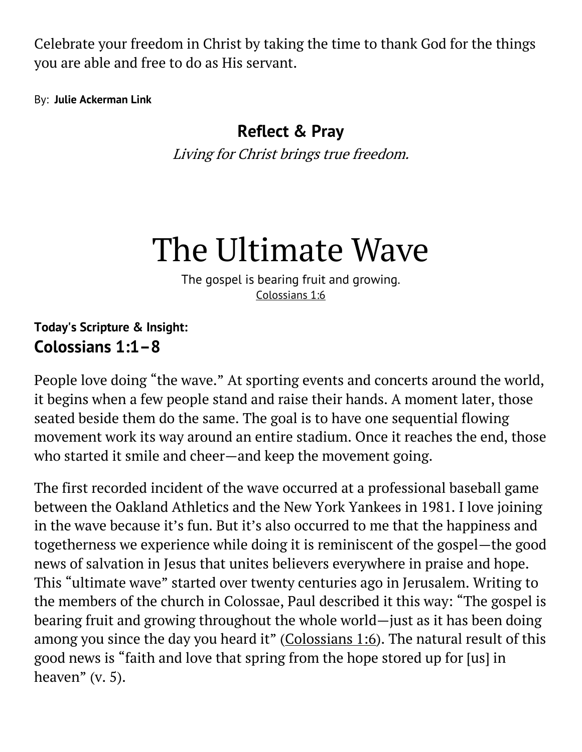Celebrate your freedom in Christ by taking the time to thank God for the things you are able and free to do as His servant.

By: **Julie Ackerman Link**

### Reflect & Pray

*Living for Christ brings true freedom.*

# The Ultimate Wave

The gospel is bearing fruit and growing.
Colossians 1:6

**Today's Scripture & Insight:**
## Colossians 1:1–8

People love doing "the wave." At sporting events and concerts around the world, it begins when a few people stand and raise their hands. A moment later, those seated beside them do the same. The goal is to have one sequential flowing movement work its way around an entire stadium. Once it reaches the end, those who started it smile and cheer—and keep the movement going.

The first recorded incident of the wave occurred at a professional baseball game between the Oakland Athletics and the New York Yankees in 1981. I love joining in the wave because it's fun. But it's also occurred to me that the happiness and togetherness we experience while doing it is reminiscent of the gospel—the good news of salvation in Jesus that unites believers everywhere in praise and hope. This "ultimate wave" started over twenty centuries ago in Jerusalem. Writing to the members of the church in Colossae, Paul described it this way: "The gospel is bearing fruit and growing throughout the whole world—just as it has been doing among you since the day you heard it" (Colossians 1:6). The natural result of this good news is "faith and love that spring from the hope stored up for [us] in heaven" (v. 5).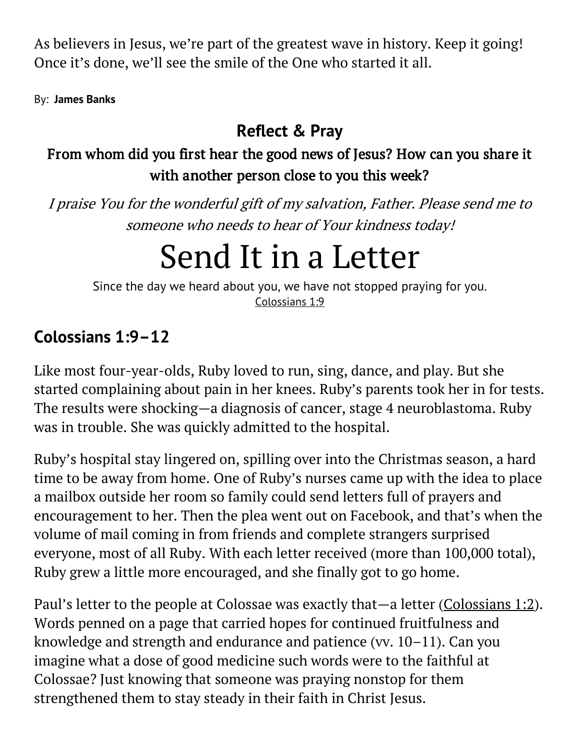As believers in Jesus, we're part of the greatest wave in history. Keep it going! Once it's done, we'll see the smile of the One who started it all.

By: **James Banks**

### Reflect & Pray

**From whom did you first hear the good news of Jesus? How can you share it with another person close to you this week?**

*I praise You for the wonderful gift of my salvation, Father. Please send me to someone who needs to hear of Your kindness today!*

# Send It in a Letter

Since the day we heard about you, we have not stopped praying for you.
Colossians 1:9

## Colossians 1:9–12

Like most four-year-olds, Ruby loved to run, sing, dance, and play. But she started complaining about pain in her knees. Ruby's parents took her in for tests. The results were shocking—a diagnosis of cancer, stage 4 neuroblastoma. Ruby was in trouble. She was quickly admitted to the hospital.

Ruby's hospital stay lingered on, spilling over into the Christmas season, a hard time to be away from home. One of Ruby's nurses came up with the idea to place a mailbox outside her room so family could send letters full of prayers and encouragement to her. Then the plea went out on Facebook, and that's when the volume of mail coming in from friends and complete strangers surprised everyone, most of all Ruby. With each letter received (more than 100,000 total), Ruby grew a little more encouraged, and she finally got to go home.

Paul's letter to the people at Colossae was exactly that—a letter (Colossians 1:2). Words penned on a page that carried hopes for continued fruitfulness and knowledge and strength and endurance and patience (vv. 10–11). Can you imagine what a dose of good medicine such words were to the faithful at Colossae? Just knowing that someone was praying nonstop for them strengthened them to stay steady in their faith in Christ Jesus.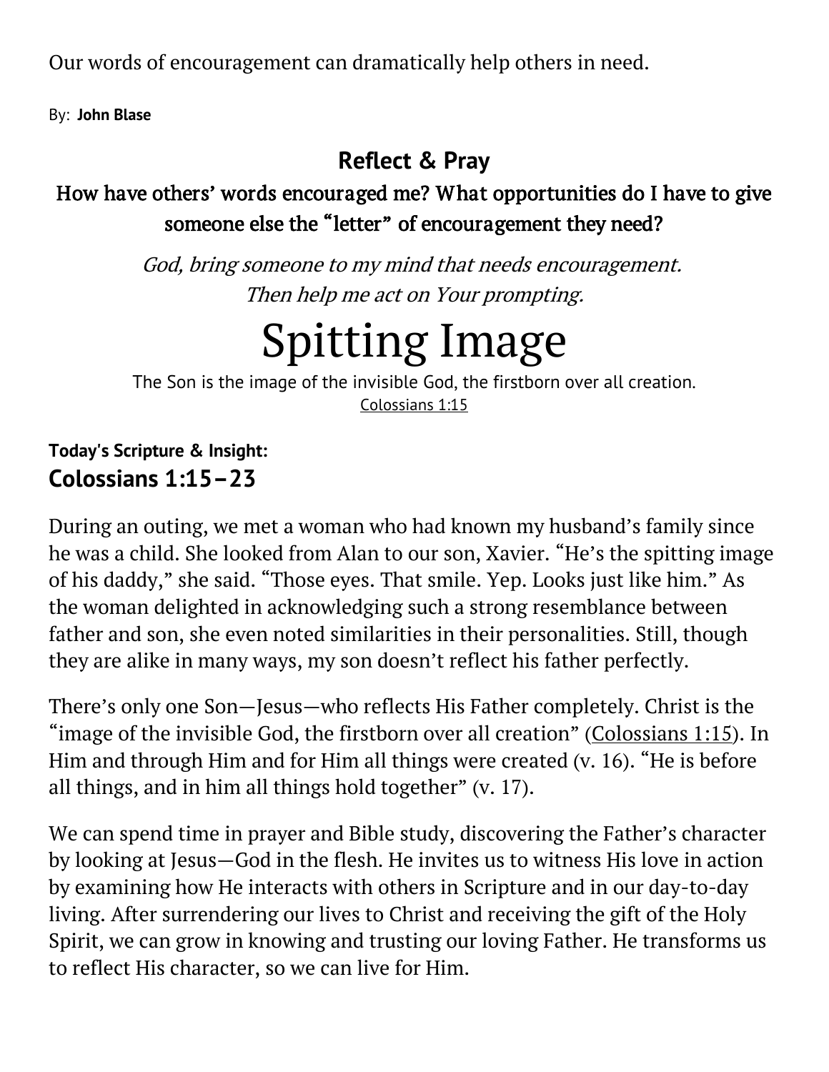Our words of encouragement can dramatically help others in need.

By: **John Blase**

### Reflect & Pray

**How have others' words encouraged me? What opportunities do I have to give someone else the "letter" of encouragement they need?**

*God, bring someone to my mind that needs encouragement.*
*Then help me act on Your prompting.*

# Spitting Image

The Son is the image of the invisible God, the firstborn over all creation.
Colossians 1:15

**Today's Scripture & Insight:**
## Colossians 1:15–23

During an outing, we met a woman who had known my husband's family since he was a child. She looked from Alan to our son, Xavier. "He's the spitting image of his daddy," she said. "Those eyes. That smile. Yep. Looks just like him." As the woman delighted in acknowledging such a strong resemblance between father and son, she even noted similarities in their personalities. Still, though they are alike in many ways, my son doesn't reflect his father perfectly.

There's only one Son—Jesus—who reflects His Father completely. Christ is the "image of the invisible God, the firstborn over all creation" (Colossians 1:15). In Him and through Him and for Him all things were created (v. 16). "He is before all things, and in him all things hold together" (v. 17).

We can spend time in prayer and Bible study, discovering the Father's character by looking at Jesus—God in the flesh. He invites us to witness His love in action by examining how He interacts with others in Scripture and in our day-to-day living. After surrendering our lives to Christ and receiving the gift of the Holy Spirit, we can grow in knowing and trusting our loving Father. He transforms us to reflect His character, so we can live for Him.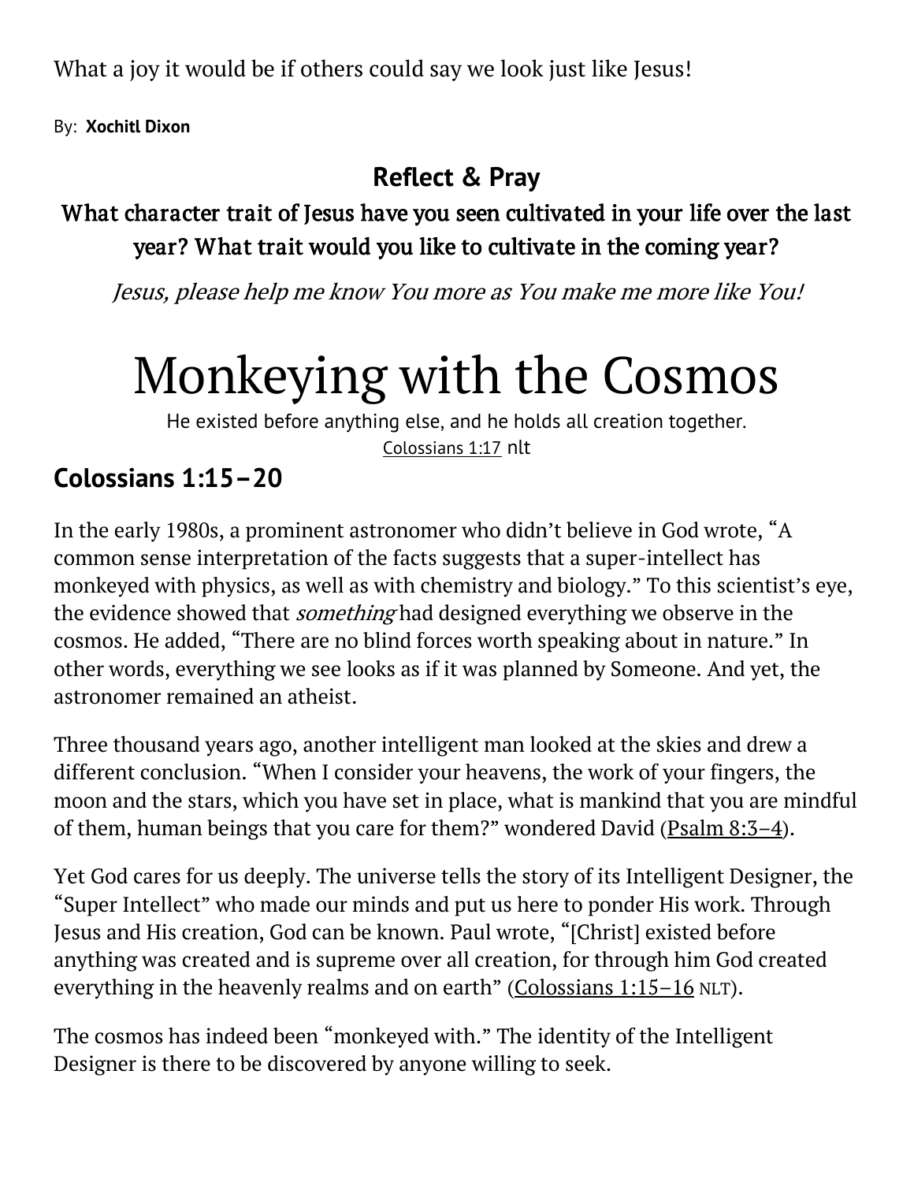What a joy it would be if others could say we look just like Jesus!

By: **Xochitl Dixon**

### Reflect & Pray

**What character trait of Jesus have you seen cultivated in your life over the last year? What trait would you like to cultivate in the coming year?**

*Jesus, please help me know You more as You make me more like You!*

# Monkeying with the Cosmos

He existed before anything else, and he holds all creation together.
Colossians 1:17 nlt

## Colossians 1:15–20

In the early 1980s, a prominent astronomer who didn't believe in God wrote, "A common sense interpretation of the facts suggests that a super-intellect has monkeyed with physics, as well as with chemistry and biology." To this scientist's eye, the evidence showed that *something* had designed everything we observe in the cosmos. He added, "There are no blind forces worth speaking about in nature." In other words, everything we see looks as if it was planned by Someone. And yet, the astronomer remained an atheist.

Three thousand years ago, another intelligent man looked at the skies and drew a different conclusion. "When I consider your heavens, the work of your fingers, the moon and the stars, which you have set in place, what is mankind that you are mindful of them, human beings that you care for them?" wondered David (Psalm 8:3–4).

Yet God cares for us deeply. The universe tells the story of its Intelligent Designer, the "Super Intellect" who made our minds and put us here to ponder His work. Through Jesus and His creation, God can be known. Paul wrote, "[Christ] existed before anything was created and is supreme over all creation, for through him God created everything in the heavenly realms and on earth" (Colossians 1:15–16 NLT).

The cosmos has indeed been "monkeyed with." The identity of the Intelligent Designer is there to be discovered by anyone willing to seek.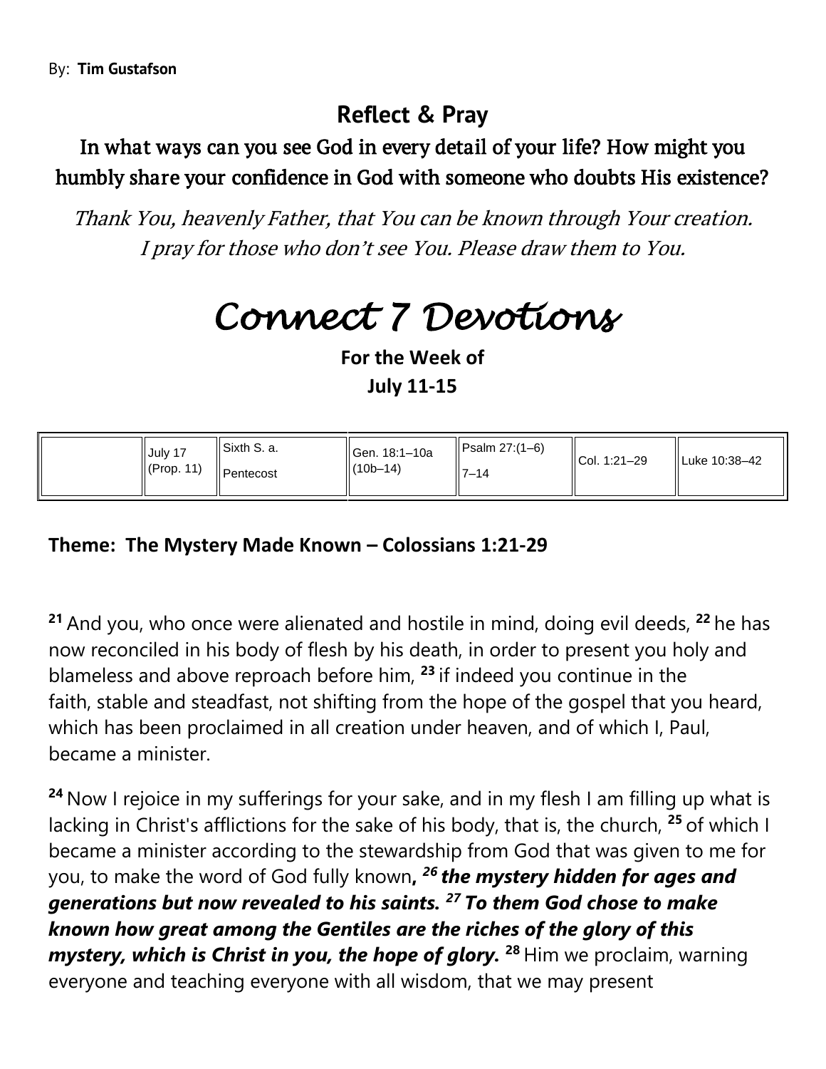By: **Tim Gustafson**

## Reflect & Pray

### In what ways can you see God in every detail of your life? How might you humbly share your confidence in God with someone who doubts His existence?

*Thank You, heavenly Father, that You can be known through Your creation. I pray for those who don't see You. Please draw them to You.*

# Connect 7 Devotions

**For the Week of**
**July 11-15**

| | July 17 (Prop. 11) | Sixth S. a. Pentecost | Gen. 18:1–10a (10b–14) | Psalm 27:(1–6) 7–14 | Col. 1:21–29 | Luke 10:38–42 |
|---|---|---|---|---|---|---|

**Theme: The Mystery Made Known – Colossians 1:21-29**

**21** And you, who once were alienated and hostile in mind, doing evil deeds, **22** he has now reconciled in his body of flesh by his death, in order to present you holy and blameless and above reproach before him, **23** if indeed you continue in the faith, stable and steadfast, not shifting from the hope of the gospel that you heard, which has been proclaimed in all creation under heaven, and of which I, Paul, became a minister.

**24** Now I rejoice in my sufferings for your sake, and in my flesh I am filling up what is lacking in Christ's afflictions for the sake of his body, that is, the church, **25** of which I became a minister according to the stewardship from God that was given to me for you, to make the word of God fully known***, 26 the mystery hidden for ages and generations but now revealed to his saints. 27 To them God chose to make known how great among the Gentiles are the riches of the glory of this mystery, which is Christ in you, the hope of glory.*** **28** Him we proclaim, warning everyone and teaching everyone with all wisdom, that we may present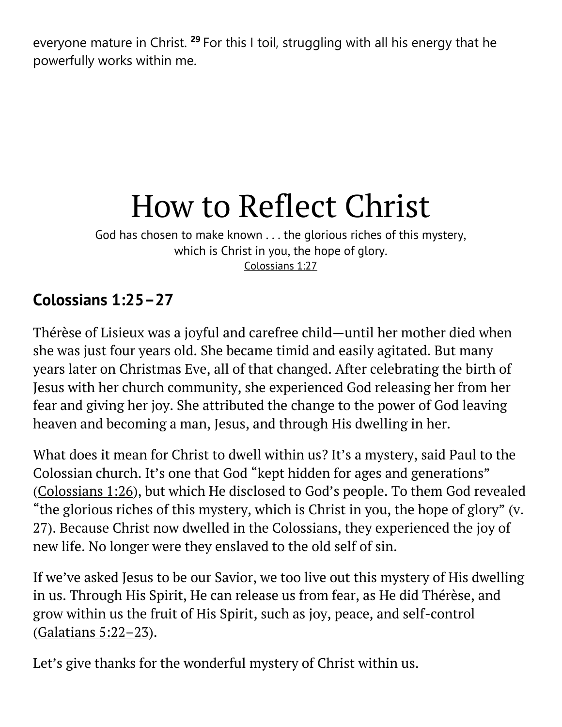everyone mature in Christ. [29] For this I toil, struggling with all his energy that he powerfully works within me.

# How to Reflect Christ

God has chosen to make known . . . the glorious riches of this mystery, which is Christ in you, the hope of glory.
Colossians 1:27

## Colossians 1:25–27

Thérèse of Lisieux was a joyful and carefree child—until her mother died when she was just four years old. She became timid and easily agitated. But many years later on Christmas Eve, all of that changed. After celebrating the birth of Jesus with her church community, she experienced God releasing her from her fear and giving her joy. She attributed the change to the power of God leaving heaven and becoming a man, Jesus, and through His dwelling in her.

What does it mean for Christ to dwell within us? It's a mystery, said Paul to the Colossian church. It's one that God "kept hidden for ages and generations" (Colossians 1:26), but which He disclosed to God's people. To them God revealed "the glorious riches of this mystery, which is Christ in you, the hope of glory" (v. 27). Because Christ now dwelled in the Colossians, they experienced the joy of new life. No longer were they enslaved to the old self of sin.

If we've asked Jesus to be our Savior, we too live out this mystery of His dwelling in us. Through His Spirit, He can release us from fear, as He did Thérèse, and grow within us the fruit of His Spirit, such as joy, peace, and self-control (Galatians 5:22–23).

Let's give thanks for the wonderful mystery of Christ within us.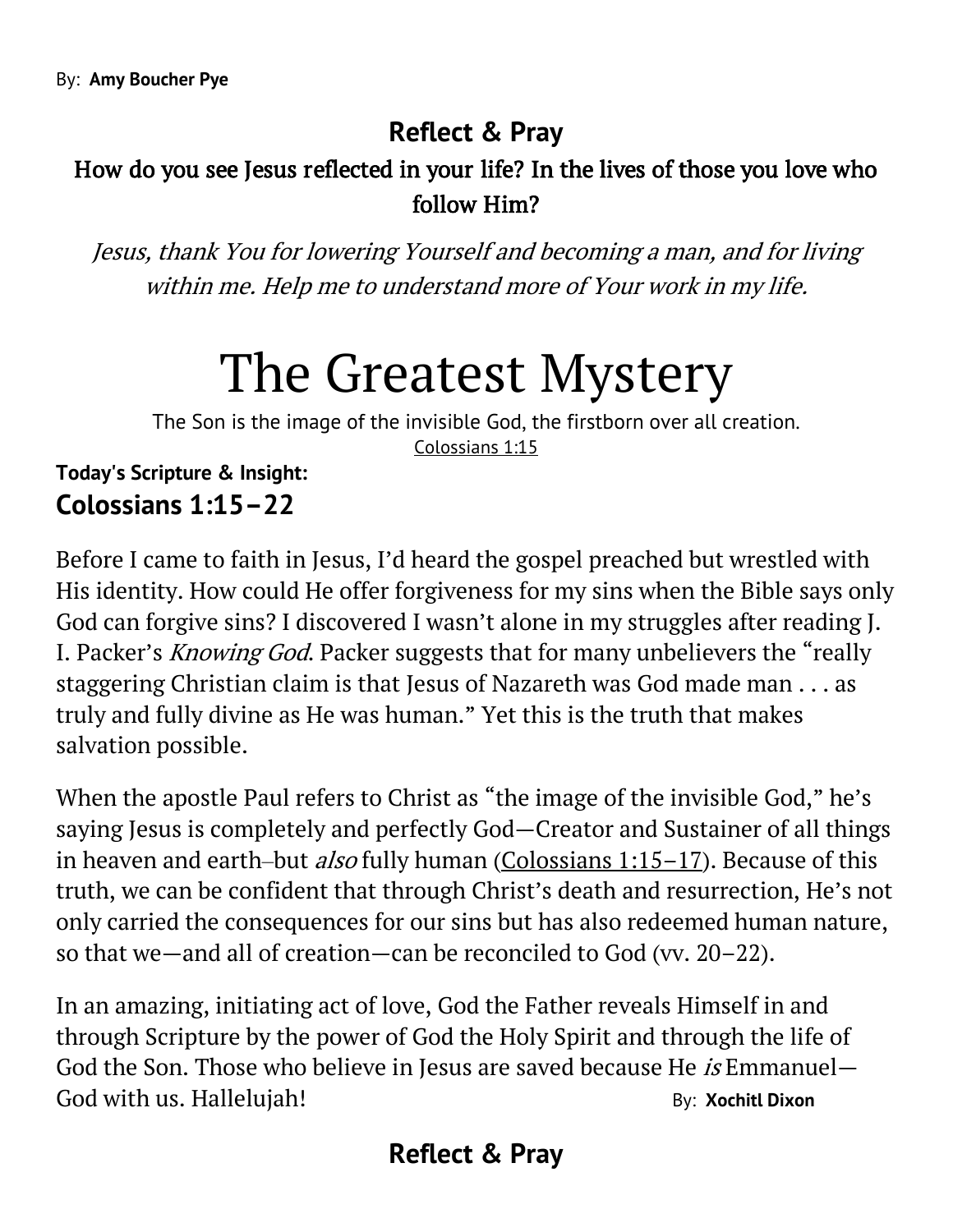By: **Amy Boucher Pye**

## Reflect & Pray

**How do you see Jesus reflected in your life? In the lives of those you love who follow Him?**

*Jesus, thank You for lowering Yourself and becoming a man, and for living within me. Help me to understand more of Your work in my life.*

# The Greatest Mystery

The Son is the image of the invisible God, the firstborn over all creation.
Colossians 1:15

**Today's Scripture & Insight:**
### Colossians 1:15–22

Before I came to faith in Jesus, I'd heard the gospel preached but wrestled with His identity. How could He offer forgiveness for my sins when the Bible says only God can forgive sins? I discovered I wasn't alone in my struggles after reading J. I. Packer's *Knowing God*. Packer suggests that for many unbelievers the "really staggering Christian claim is that Jesus of Nazareth was God made man . . . as truly and fully divine as He was human." Yet this is the truth that makes salvation possible.

When the apostle Paul refers to Christ as "the image of the invisible God," he's saying Jesus is completely and perfectly God—Creator and Sustainer of all things in heaven and earth–but *also* fully human (Colossians 1:15–17). Because of this truth, we can be confident that through Christ's death and resurrection, He's not only carried the consequences for our sins but has also redeemed human nature, so that we—and all of creation—can be reconciled to God (vv. 20–22).

In an amazing, initiating act of love, God the Father reveals Himself in and through Scripture by the power of God the Holy Spirit and through the life of God the Son. Those who believe in Jesus are saved because He *is* Emmanuel—God with us. Hallelujah!

By: **Xochitl Dixon**

## Reflect & Pray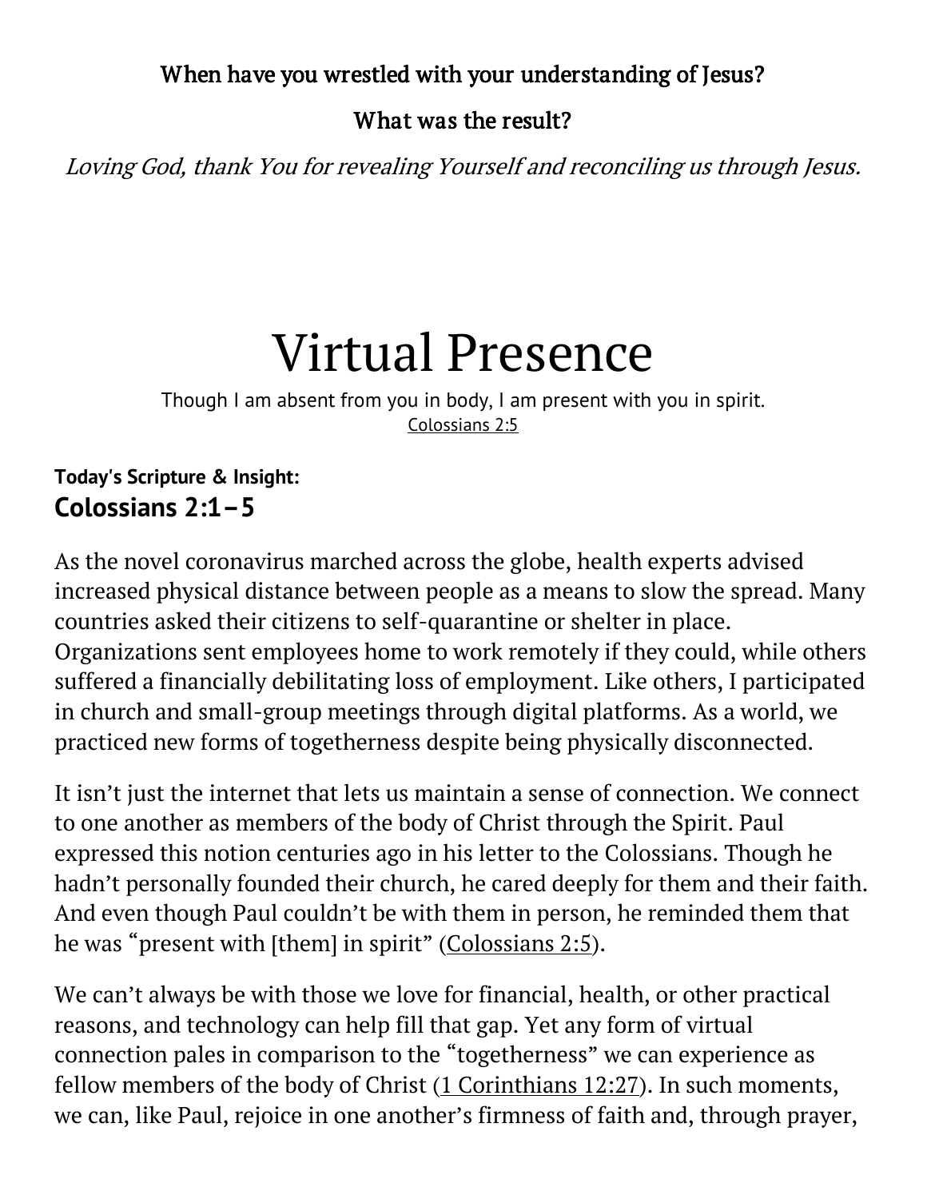**When have you wrestled with your understanding of Jesus?**

**What was the result?**

*Loving God, thank You for revealing Yourself and reconciling us through Jesus.*

# Virtual Presence

Though I am absent from you in body, I am present with you in spirit.
Colossians 2:5

**Today's Scripture & Insight:**
## Colossians 2:1–5

As the novel coronavirus marched across the globe, health experts advised increased physical distance between people as a means to slow the spread. Many countries asked their citizens to self-quarantine or shelter in place. Organizations sent employees home to work remotely if they could, while others suffered a financially debilitating loss of employment. Like others, I participated in church and small-group meetings through digital platforms. As a world, we practiced new forms of togetherness despite being physically disconnected.

It isn't just the internet that lets us maintain a sense of connection. We connect to one another as members of the body of Christ through the Spirit. Paul expressed this notion centuries ago in his letter to the Colossians. Though he hadn't personally founded their church, he cared deeply for them and their faith. And even though Paul couldn't be with them in person, he reminded them that he was "present with [them] in spirit" (Colossians 2:5).

We can't always be with those we love for financial, health, or other practical reasons, and technology can help fill that gap. Yet any form of virtual connection pales in comparison to the "togetherness" we can experience as fellow members of the body of Christ (1 Corinthians 12:27). In such moments, we can, like Paul, rejoice in one another's firmness of faith and, through prayer,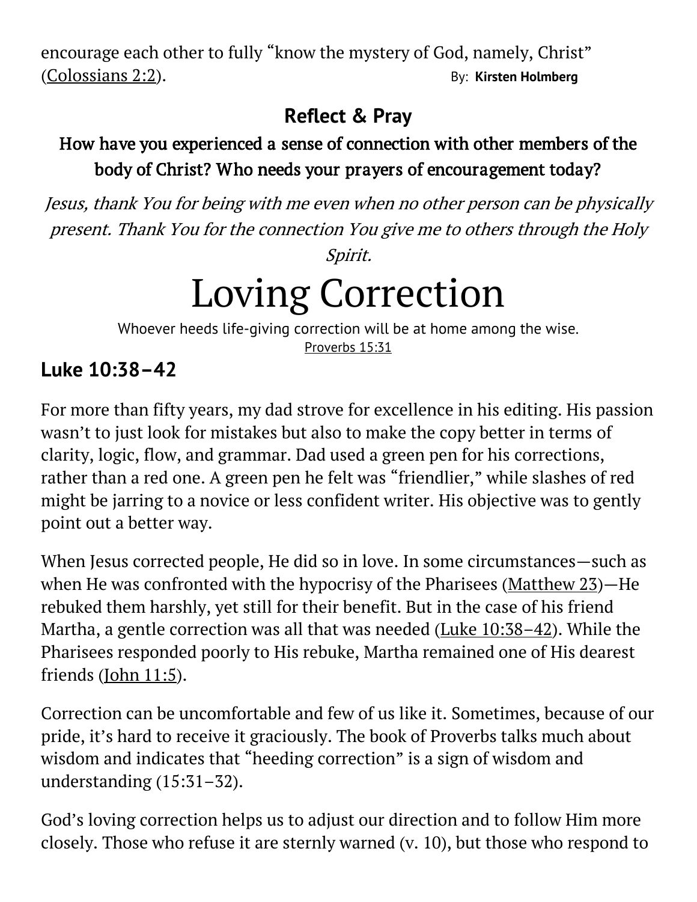encourage each other to fully "know the mystery of God, namely, Christ" (Colossians 2:2). By: **Kirsten Holmberg**

## Reflect & Pray

**How have you experienced a sense of connection with other members of the body of Christ? Who needs your prayers of encouragement today?**

*Jesus, thank You for being with me even when no other person can be physically present. Thank You for the connection You give me to others through the Holy Spirit.*

# Loving Correction

Whoever heeds life-giving correction will be at home among the wise.
Proverbs 15:31

## Luke 10:38–42

For more than fifty years, my dad strove for excellence in his editing. His passion wasn't to just look for mistakes but also to make the copy better in terms of clarity, logic, flow, and grammar. Dad used a green pen for his corrections, rather than a red one. A green pen he felt was "friendlier," while slashes of red might be jarring to a novice or less confident writer. His objective was to gently point out a better way.

When Jesus corrected people, He did so in love. In some circumstances—such as when He was confronted with the hypocrisy of the Pharisees (Matthew 23)—He rebuked them harshly, yet still for their benefit. But in the case of his friend Martha, a gentle correction was all that was needed (Luke 10:38–42). While the Pharisees responded poorly to His rebuke, Martha remained one of His dearest friends (John 11:5).

Correction can be uncomfortable and few of us like it. Sometimes, because of our pride, it's hard to receive it graciously. The book of Proverbs talks much about wisdom and indicates that "heeding correction" is a sign of wisdom and understanding (15:31–32).

God's loving correction helps us to adjust our direction and to follow Him more closely. Those who refuse it are sternly warned (v. 10), but those who respond to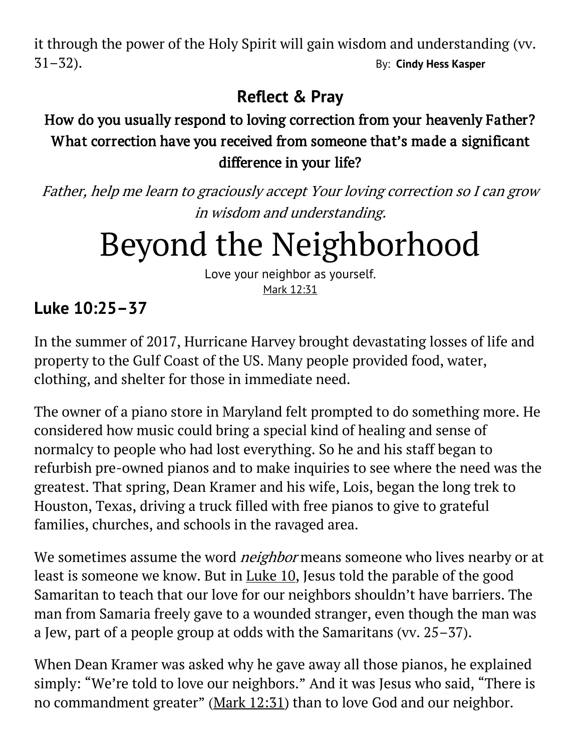it through the power of the Holy Spirit will gain wisdom and understanding (vv. 31–32). By: **Cindy Hess Kasper**

## Reflect & Pray

**How do you usually respond to loving correction from your heavenly Father? What correction have you received from someone that's made a significant difference in your life?**

*Father, help me learn to graciously accept Your loving correction so I can grow in wisdom and understanding.*

# Beyond the Neighborhood

Love your neighbor as yourself.
Mark 12:31

## Luke 10:25–37

In the summer of 2017, Hurricane Harvey brought devastating losses of life and property to the Gulf Coast of the US. Many people provided food, water, clothing, and shelter for those in immediate need.

The owner of a piano store in Maryland felt prompted to do something more. He considered how music could bring a special kind of healing and sense of normalcy to people who had lost everything. So he and his staff began to refurbish pre-owned pianos and to make inquiries to see where the need was the greatest. That spring, Dean Kramer and his wife, Lois, began the long trek to Houston, Texas, driving a truck filled with free pianos to give to grateful families, churches, and schools in the ravaged area.

We sometimes assume the word *neighbor* means someone who lives nearby or at least is someone we know. But in Luke 10, Jesus told the parable of the good Samaritan to teach that our love for our neighbors shouldn't have barriers. The man from Samaria freely gave to a wounded stranger, even though the man was a Jew, part of a people group at odds with the Samaritans (vv. 25–37).

When Dean Kramer was asked why he gave away all those pianos, he explained simply: "We're told to love our neighbors." And it was Jesus who said, "There is no commandment greater" (Mark 12:31) than to love God and our neighbor.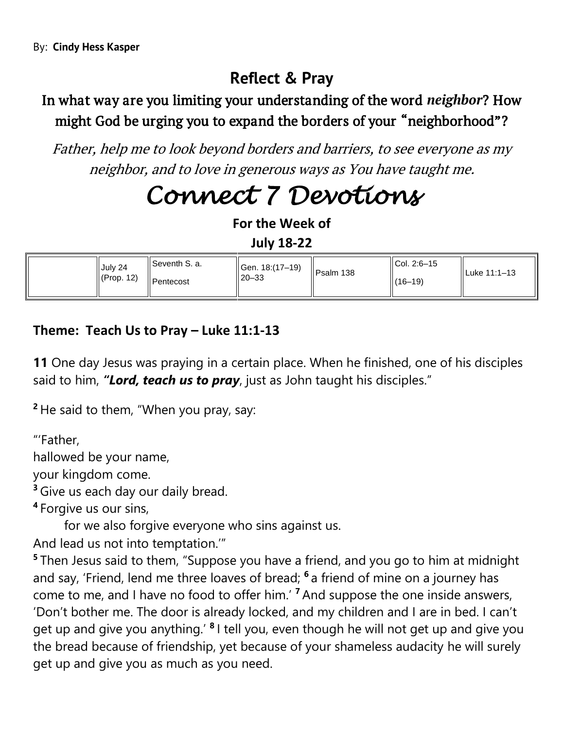By: **Cindy Hess Kasper**

## Reflect & Pray

### In what way are you limiting your understanding of the word *neighbor*? How might God be urging you to expand the borders of your "neighborhood"?

*Father, help me to look beyond borders and barriers, to see everyone as my neighbor, and to love in generous ways as You have taught me.*

# *Connect 7 Devotions*

**For the Week of**

**July 18-22**

| | July 24 (Prop. 12) | Seventh S. a. Pentecost | Gen. 18:(17–19) 20–33 | Psalm 138 | Col. 2:6–15 (16–19) | Luke 11:1–13 |
|---|---|---|---|---|---|---|

### Theme: Teach Us to Pray – Luke 11:1-13

**11** One day Jesus was praying in a certain place. When he finished, one of his disciples said to him, ***"Lord, teach us to pray***, just as John taught his disciples."

**2** He said to them, "When you pray, say:

"'Father,
hallowed be your name,
your kingdom come.
**3** Give us each day our daily bread.
**4** Forgive us our sins,
    for we also forgive everyone who sins against us.
And lead us not into temptation.'"
**5** Then Jesus said to them, "Suppose you have a friend, and you go to him at midnight and say, 'Friend, lend me three loaves of bread; **6** a friend of mine on a journey has come to me, and I have no food to offer him.' **7** And suppose the one inside answers, 'Don't bother me. The door is already locked, and my children and I are in bed. I can't get up and give you anything.' **8** I tell you, even though he will not get up and give you the bread because of friendship, yet because of your shameless audacity he will surely get up and give you as much as you need.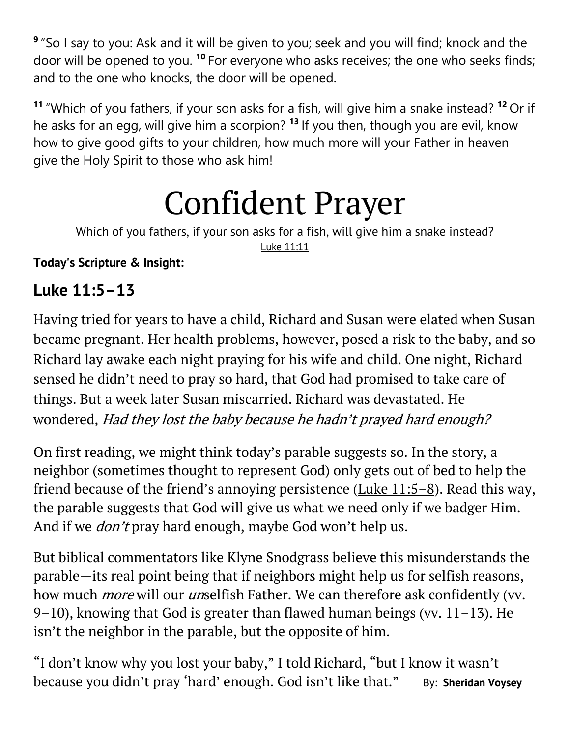[9] "So I say to you: Ask and it will be given to you; seek and you will find; knock and the door will be opened to you. [10] For everyone who asks receives; the one who seeks finds; and to the one who knocks, the door will be opened.

[11] "Which of you fathers, if your son asks for a fish, will give him a snake instead? [12] Or if he asks for an egg, will give him a scorpion? [13] If you then, though you are evil, know how to give good gifts to your children, how much more will your Father in heaven give the Holy Spirit to those who ask him!

# Confident Prayer

Which of you fathers, if your son asks for a fish, will give him a snake instead?
Luke 11:11

**Today's Scripture & Insight:**

## Luke 11:5–13

Having tried for years to have a child, Richard and Susan were elated when Susan became pregnant. Her health problems, however, posed a risk to the baby, and so Richard lay awake each night praying for his wife and child. One night, Richard sensed he didn't need to pray so hard, that God had promised to take care of things. But a week later Susan miscarried. Richard was devastated. He wondered, *Had they lost the baby because he hadn't prayed hard enough?*

On first reading, we might think today's parable suggests so. In the story, a neighbor (sometimes thought to represent God) only gets out of bed to help the friend because of the friend's annoying persistence (Luke 11:5–8). Read this way, the parable suggests that God will give us what we need only if we badger Him. And if we *don't* pray hard enough, maybe God won't help us.

But biblical commentators like Klyne Snodgrass believe this misunderstands the parable—its real point being that if neighbors might help us for selfish reasons, how much *more* will our *un*selfish Father. We can therefore ask confidently (vv. 9–10), knowing that God is greater than flawed human beings (vv. 11–13). He isn't the neighbor in the parable, but the opposite of him.

"I don't know why you lost your baby," I told Richard, "but I know it wasn't because you didn't pray 'hard' enough. God isn't like that." By: **Sheridan Voysey**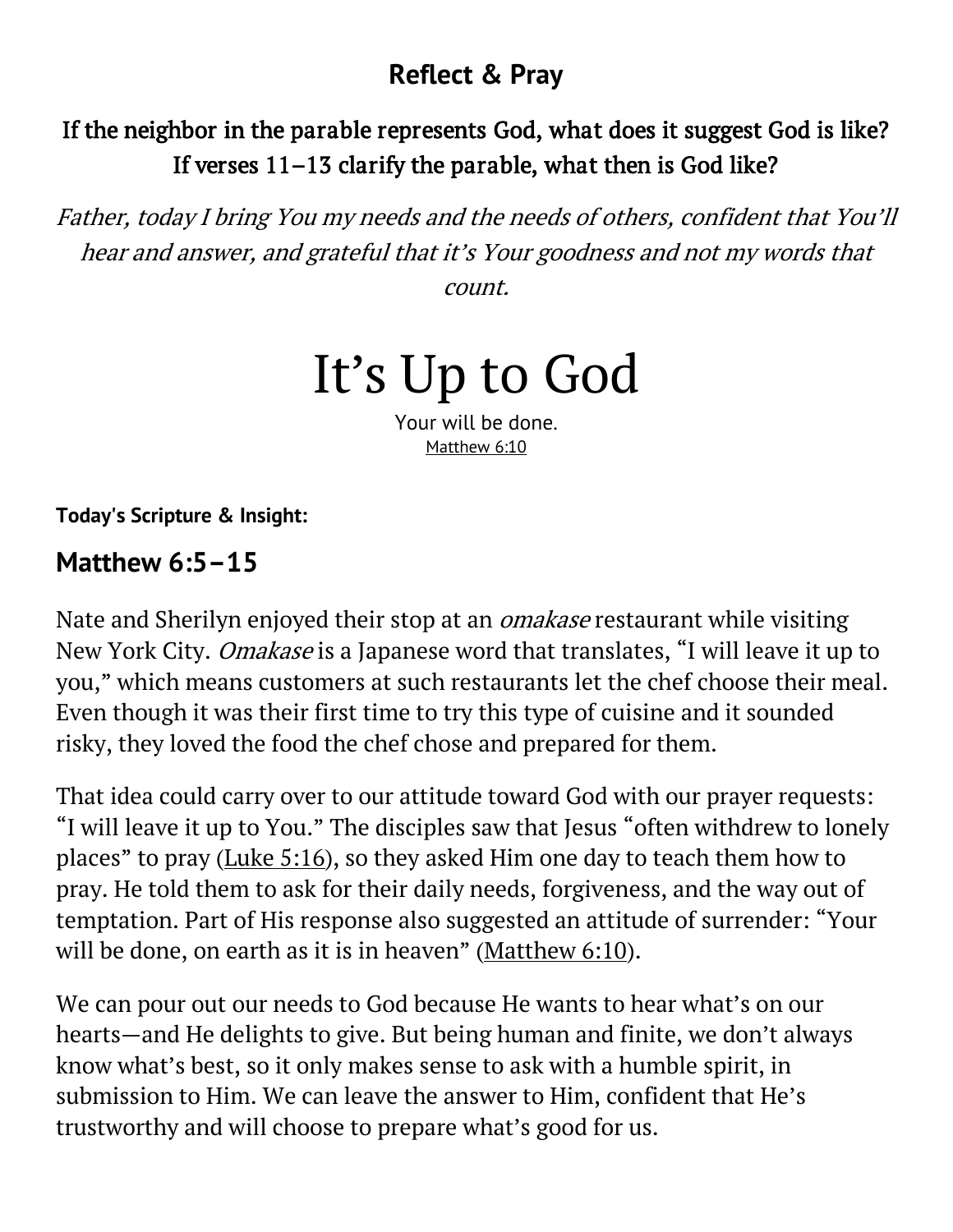## Reflect & Pray

**If the neighbor in the parable represents God, what does it suggest God is like? If verses 11–13 clarify the parable, what then is God like?**

*Father, today I bring You my needs and the needs of others, confident that You'll hear and answer, and grateful that it's Your goodness and not my words that count.*

# It's Up to God

Your will be done.
Matthew 6:10

**Today's Scripture & Insight:**

## Matthew 6:5–15

Nate and Sherilyn enjoyed their stop at an *omakase* restaurant while visiting New York City. *Omakase* is a Japanese word that translates, "I will leave it up to you," which means customers at such restaurants let the chef choose their meal. Even though it was their first time to try this type of cuisine and it sounded risky, they loved the food the chef chose and prepared for them.

That idea could carry over to our attitude toward God with our prayer requests: "I will leave it up to You." The disciples saw that Jesus "often withdrew to lonely places" to pray (Luke 5:16), so they asked Him one day to teach them how to pray. He told them to ask for their daily needs, forgiveness, and the way out of temptation. Part of His response also suggested an attitude of surrender: "Your will be done, on earth as it is in heaven" (Matthew 6:10).

We can pour out our needs to God because He wants to hear what's on our hearts—and He delights to give. But being human and finite, we don't always know what's best, so it only makes sense to ask with a humble spirit, in submission to Him. We can leave the answer to Him, confident that He's trustworthy and will choose to prepare what's good for us.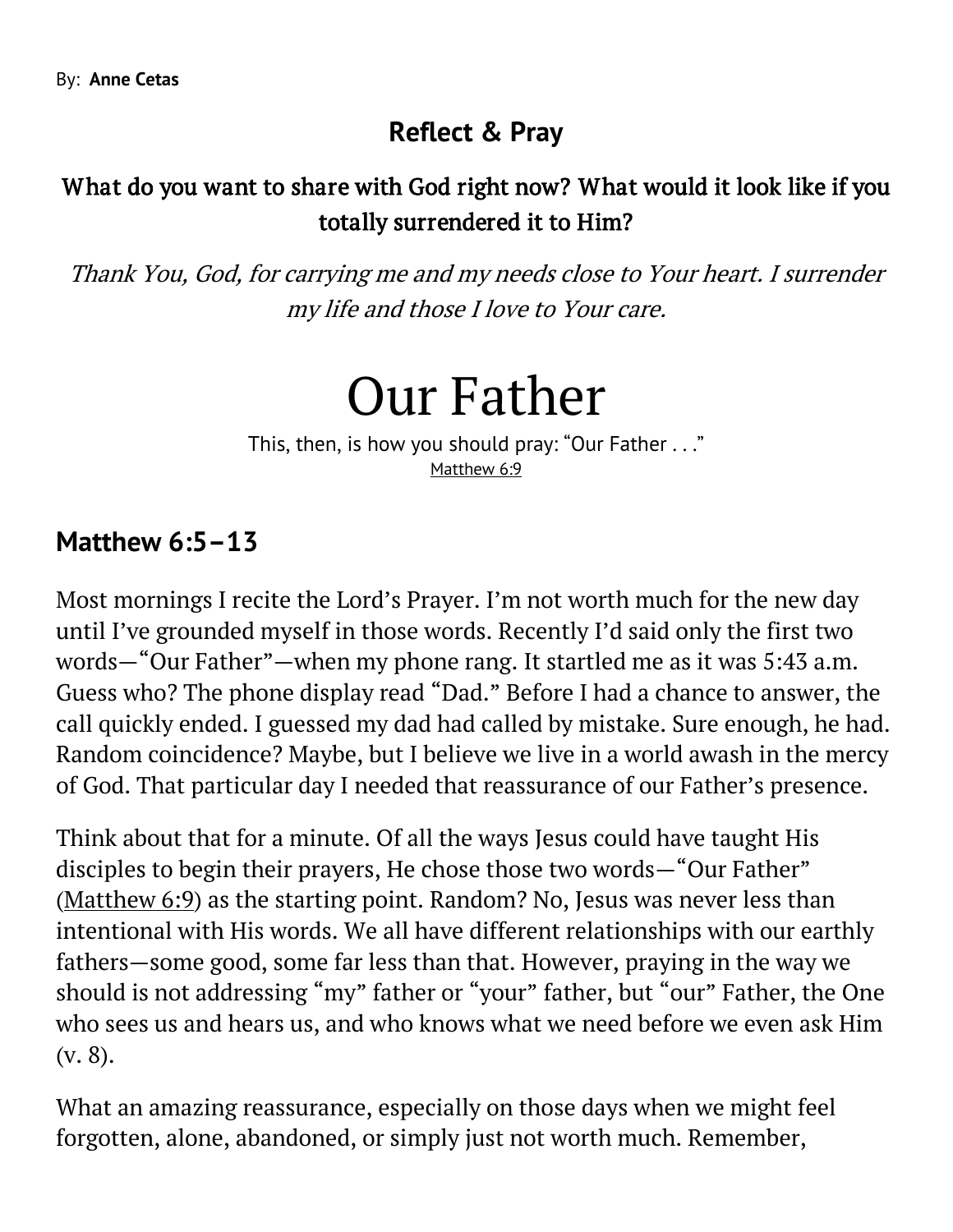By: **Anne Cetas**

## Reflect & Pray

### What do you want to share with God right now? What would it look like if you totally surrendered it to Him?

*Thank You, God, for carrying me and my needs close to Your heart. I surrender my life and those I love to Your care.*

# Our Father

This, then, is how you should pray: "Our Father . . ."
Matthew 6:9

## Matthew 6:5–13

Most mornings I recite the Lord's Prayer. I'm not worth much for the new day until I've grounded myself in those words. Recently I'd said only the first two words—"Our Father"—when my phone rang. It startled me as it was 5:43 a.m. Guess who? The phone display read "Dad." Before I had a chance to answer, the call quickly ended. I guessed my dad had called by mistake. Sure enough, he had. Random coincidence? Maybe, but I believe we live in a world awash in the mercy of God. That particular day I needed that reassurance of our Father's presence.

Think about that for a minute. Of all the ways Jesus could have taught His disciples to begin their prayers, He chose those two words—"Our Father" (Matthew 6:9) as the starting point. Random? No, Jesus was never less than intentional with His words. We all have different relationships with our earthly fathers—some good, some far less than that. However, praying in the way we should is not addressing "my" father or "your" father, but "our" Father, the One who sees us and hears us, and who knows what we need before we even ask Him (v. 8).

What an amazing reassurance, especially on those days when we might feel forgotten, alone, abandoned, or simply just not worth much. Remember,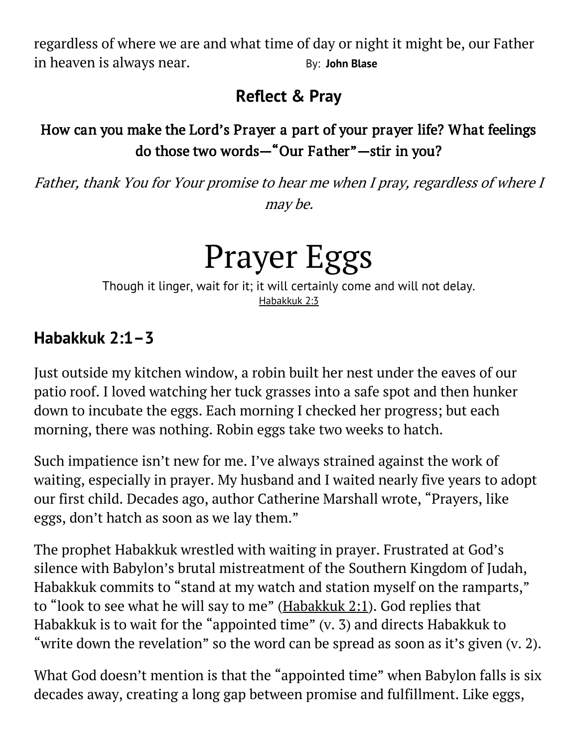regardless of where we are and what time of day or night it might be, our Father in heaven is always near. By: **John Blase**

### Reflect & Pray

**How can you make the Lord's Prayer a part of your prayer life? What feelings do those two words—"Our Father"—stir in you?**

*Father, thank You for Your promise to hear me when I pray, regardless of where I may be.*

# Prayer Eggs

Though it linger, wait for it; it will certainly come and will not delay.
Habakkuk 2:3

## Habakkuk 2:1–3

Just outside my kitchen window, a robin built her nest under the eaves of our patio roof. I loved watching her tuck grasses into a safe spot and then hunker down to incubate the eggs. Each morning I checked her progress; but each morning, there was nothing. Robin eggs take two weeks to hatch.

Such impatience isn't new for me. I've always strained against the work of waiting, especially in prayer. My husband and I waited nearly five years to adopt our first child. Decades ago, author Catherine Marshall wrote, "Prayers, like eggs, don't hatch as soon as we lay them."

The prophet Habakkuk wrestled with waiting in prayer. Frustrated at God's silence with Babylon's brutal mistreatment of the Southern Kingdom of Judah, Habakkuk commits to "stand at my watch and station myself on the ramparts," to "look to see what he will say to me" (Habakkuk 2:1). God replies that Habakkuk is to wait for the "appointed time" (v. 3) and directs Habakkuk to "write down the revelation" so the word can be spread as soon as it's given (v. 2).

What God doesn't mention is that the "appointed time" when Babylon falls is six decades away, creating a long gap between promise and fulfillment. Like eggs,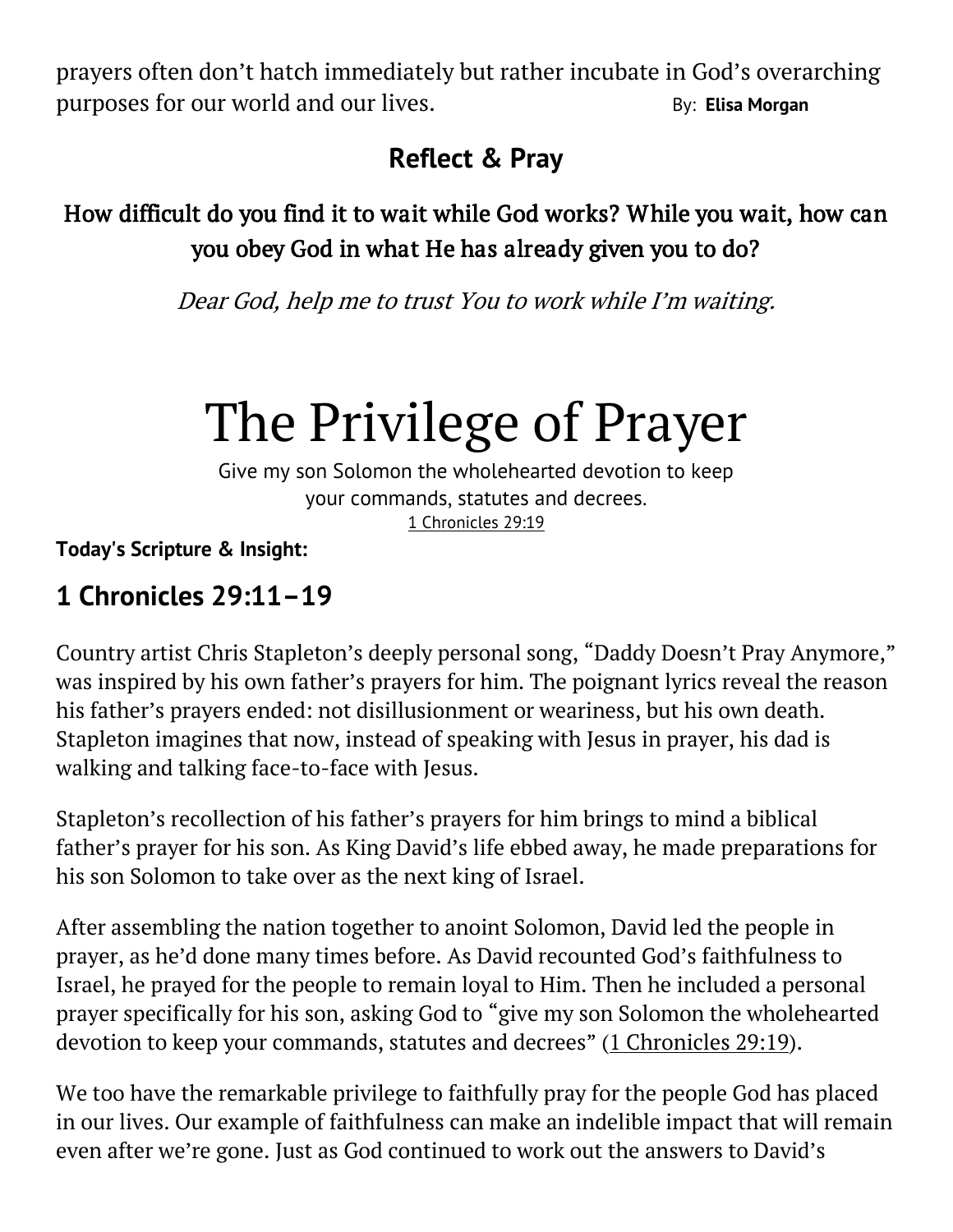prayers often don't hatch immediately but rather incubate in God's overarching purposes for our world and our lives. By: **Elisa Morgan**

## Reflect & Pray

**How difficult do you find it to wait while God works? While you wait, how can you obey God in what He has already given you to do?**

*Dear God, help me to trust You to work while I'm waiting.*

# The Privilege of Prayer

Give my son Solomon the wholehearted devotion to keep your commands, statutes and decrees.
1 Chronicles 29:19

**Today's Scripture & Insight:**

## 1 Chronicles 29:11–19

Country artist Chris Stapleton's deeply personal song, "Daddy Doesn't Pray Anymore," was inspired by his own father's prayers for him. The poignant lyrics reveal the reason his father's prayers ended: not disillusionment or weariness, but his own death. Stapleton imagines that now, instead of speaking with Jesus in prayer, his dad is walking and talking face-to-face with Jesus.

Stapleton's recollection of his father's prayers for him brings to mind a biblical father's prayer for his son. As King David's life ebbed away, he made preparations for his son Solomon to take over as the next king of Israel.

After assembling the nation together to anoint Solomon, David led the people in prayer, as he'd done many times before. As David recounted God's faithfulness to Israel, he prayed for the people to remain loyal to Him. Then he included a personal prayer specifically for his son, asking God to "give my son Solomon the wholehearted devotion to keep your commands, statutes and decrees" (1 Chronicles 29:19).

We too have the remarkable privilege to faithfully pray for the people God has placed in our lives. Our example of faithfulness can make an indelible impact that will remain even after we're gone. Just as God continued to work out the answers to David's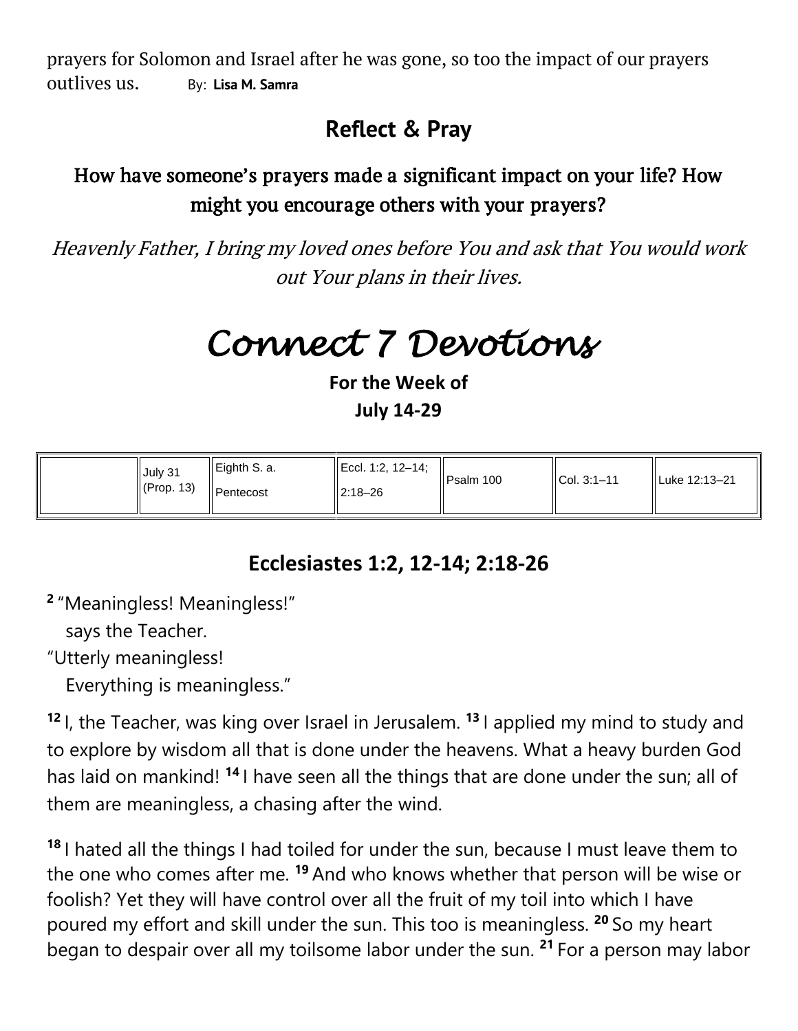prayers for Solomon and Israel after he was gone, so too the impact of our prayers outlives us. By: **Lisa M. Samra**

## Reflect & Pray

### How have someone's prayers made a significant impact on your life? How might you encourage others with your prayers?

*Heavenly Father, I bring my loved ones before You and ask that You would work out Your plans in their lives.*

# *Connect 7 Devotions*

**For the Week of**
**July 14-29**

| | July 31 (Prop. 13) | Eighth S. a. Pentecost | Eccl. 1:2, 12–14; 2:18–26 | Psalm 100 | Col. 3:1–11 | Luke 12:13–21 |
|---|---|---|---|---|---|---|

## Ecclesiastes 1:2, 12-14; 2:18-26

[2] "Meaningless! Meaningless!"
  says the Teacher.
"Utterly meaningless!
  Everything is meaningless."

[12] I, the Teacher, was king over Israel in Jerusalem. [13] I applied my mind to study and to explore by wisdom all that is done under the heavens. What a heavy burden God has laid on mankind! [14] I have seen all the things that are done under the sun; all of them are meaningless, a chasing after the wind.

[18] I hated all the things I had toiled for under the sun, because I must leave them to the one who comes after me. [19] And who knows whether that person will be wise or foolish? Yet they will have control over all the fruit of my toil into which I have poured my effort and skill under the sun. This too is meaningless. [20] So my heart began to despair over all my toilsome labor under the sun. [21] For a person may labor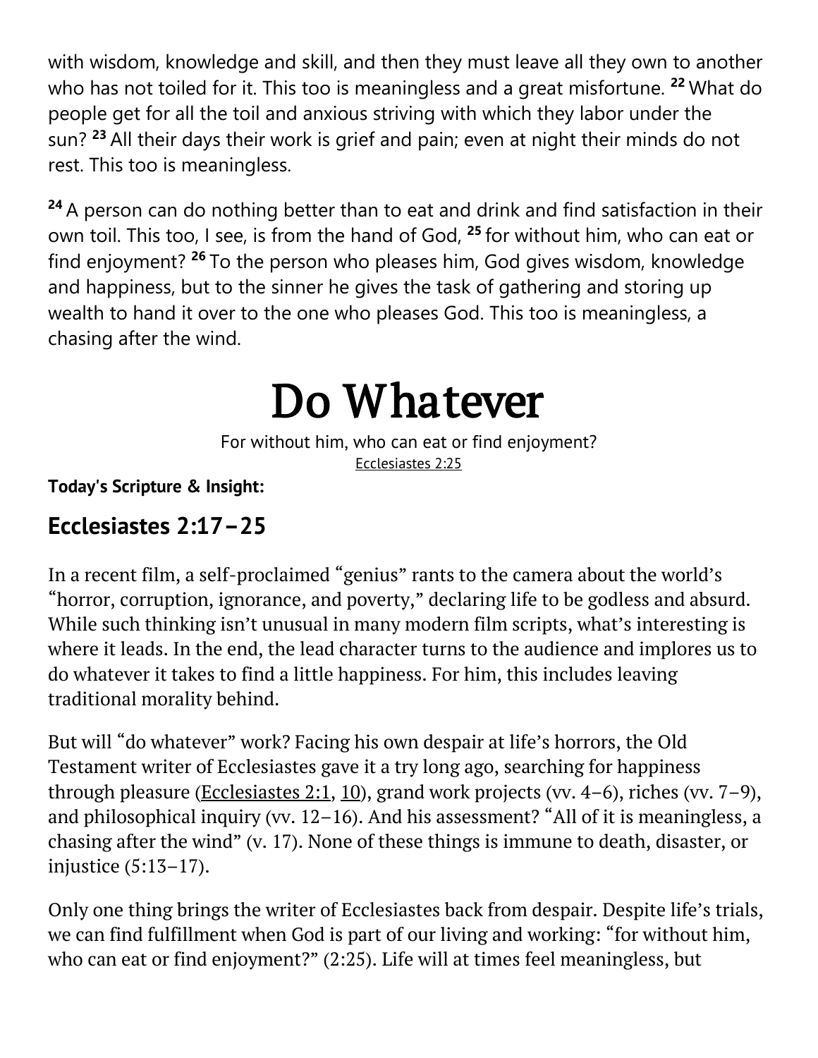with wisdom, knowledge and skill, and then they must leave all they own to another who has not toiled for it. This too is meaningless and a great misfortune. [22] What do people get for all the toil and anxious striving with which they labor under the sun? [23] All their days their work is grief and pain; even at night their minds do not rest. This too is meaningless.

[24] A person can do nothing better than to eat and drink and find satisfaction in their own toil. This too, I see, is from the hand of God, [25] for without him, who can eat or find enjoyment? [26] To the person who pleases him, God gives wisdom, knowledge and happiness, but to the sinner he gives the task of gathering and storing up wealth to hand it over to the one who pleases God. This too is meaningless, a chasing after the wind.

# Do Whatever

For without him, who can eat or find enjoyment?
Ecclesiastes 2:25

**Today's Scripture & Insight:**

## Ecclesiastes 2:17–25

In a recent film, a self-proclaimed "genius" rants to the camera about the world's "horror, corruption, ignorance, and poverty," declaring life to be godless and absurd. While such thinking isn't unusual in many modern film scripts, what's interesting is where it leads. In the end, the lead character turns to the audience and implores us to do whatever it takes to find a little happiness. For him, this includes leaving traditional morality behind.

But will "do whatever" work? Facing his own despair at life's horrors, the Old Testament writer of Ecclesiastes gave it a try long ago, searching for happiness through pleasure (Ecclesiastes 2:1, 10), grand work projects (vv. 4–6), riches (vv. 7–9), and philosophical inquiry (vv. 12–16). And his assessment? "All of it is meaningless, a chasing after the wind" (v. 17). None of these things is immune to death, disaster, or injustice (5:13–17).

Only one thing brings the writer of Ecclesiastes back from despair. Despite life's trials, we can find fulfillment when God is part of our living and working: "for without him, who can eat or find enjoyment?" (2:25). Life will at times feel meaningless, but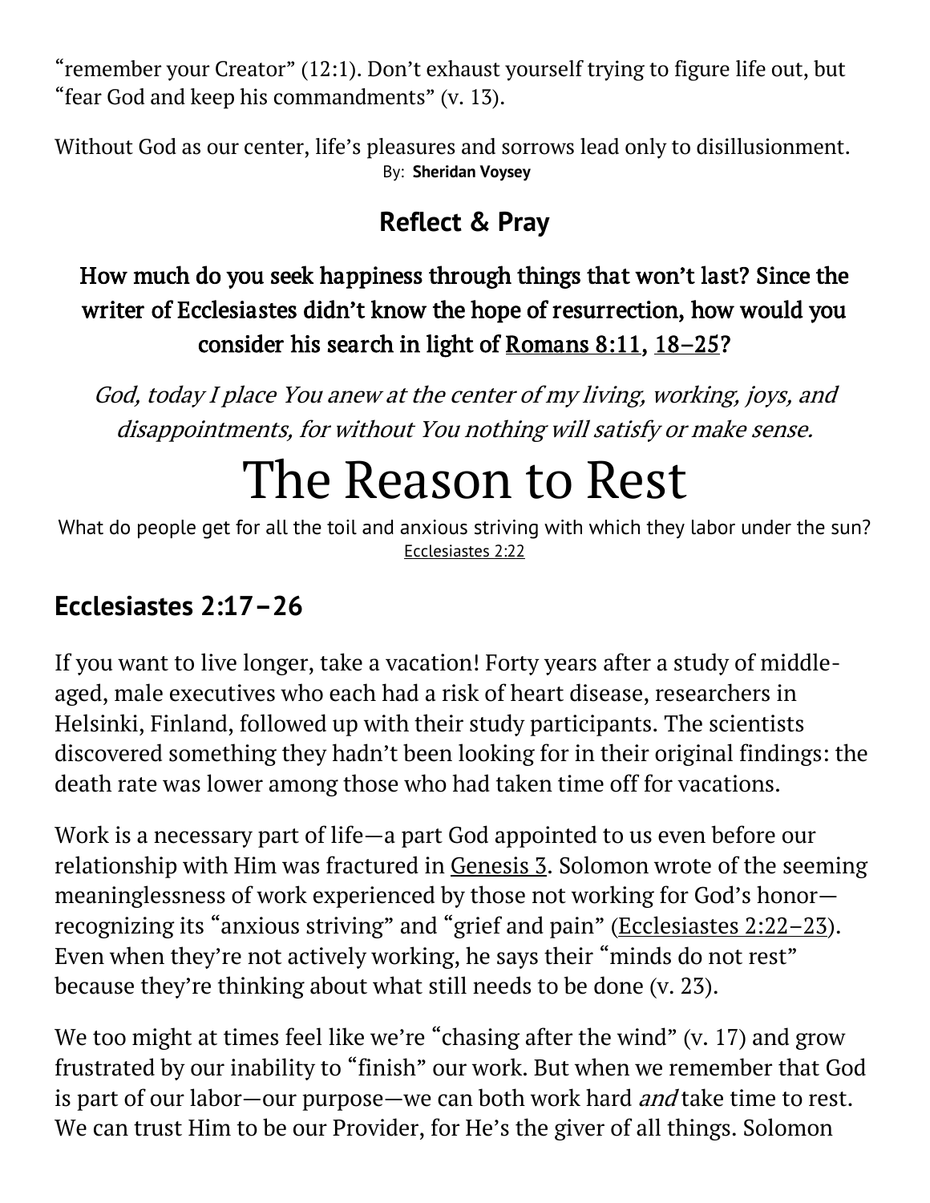"remember your Creator" (12:1). Don't exhaust yourself trying to figure life out, but "fear God and keep his commandments" (v. 13).

Without God as our center, life's pleasures and sorrows lead only to disillusionment.

By: **Sheridan Voysey**

## Reflect & Pray

**How much do you seek happiness through things that won't last? Since the writer of Ecclesiastes didn't know the hope of resurrection, how would you consider his search in light of Romans 8:11, 18–25?**

*God, today I place You anew at the center of my living, working, joys, and disappointments, for without You nothing will satisfy or make sense.*

# The Reason to Rest

What do people get for all the toil and anxious striving with which they labor under the sun? Ecclesiastes 2:22

## Ecclesiastes 2:17–26

If you want to live longer, take a vacation! Forty years after a study of middle-aged, male executives who each had a risk of heart disease, researchers in Helsinki, Finland, followed up with their study participants. The scientists discovered something they hadn't been looking for in their original findings: the death rate was lower among those who had taken time off for vacations.

Work is a necessary part of life—a part God appointed to us even before our relationship with Him was fractured in Genesis 3. Solomon wrote of the seeming meaninglessness of work experienced by those not working for God's honor—recognizing its "anxious striving" and "grief and pain" (Ecclesiastes 2:22–23). Even when they're not actively working, he says their "minds do not rest" because they're thinking about what still needs to be done (v. 23).

We too might at times feel like we're "chasing after the wind" (v. 17) and grow frustrated by our inability to "finish" our work. But when we remember that God is part of our labor—our purpose—we can both work hard *and* take time to rest. We can trust Him to be our Provider, for He's the giver of all things. Solomon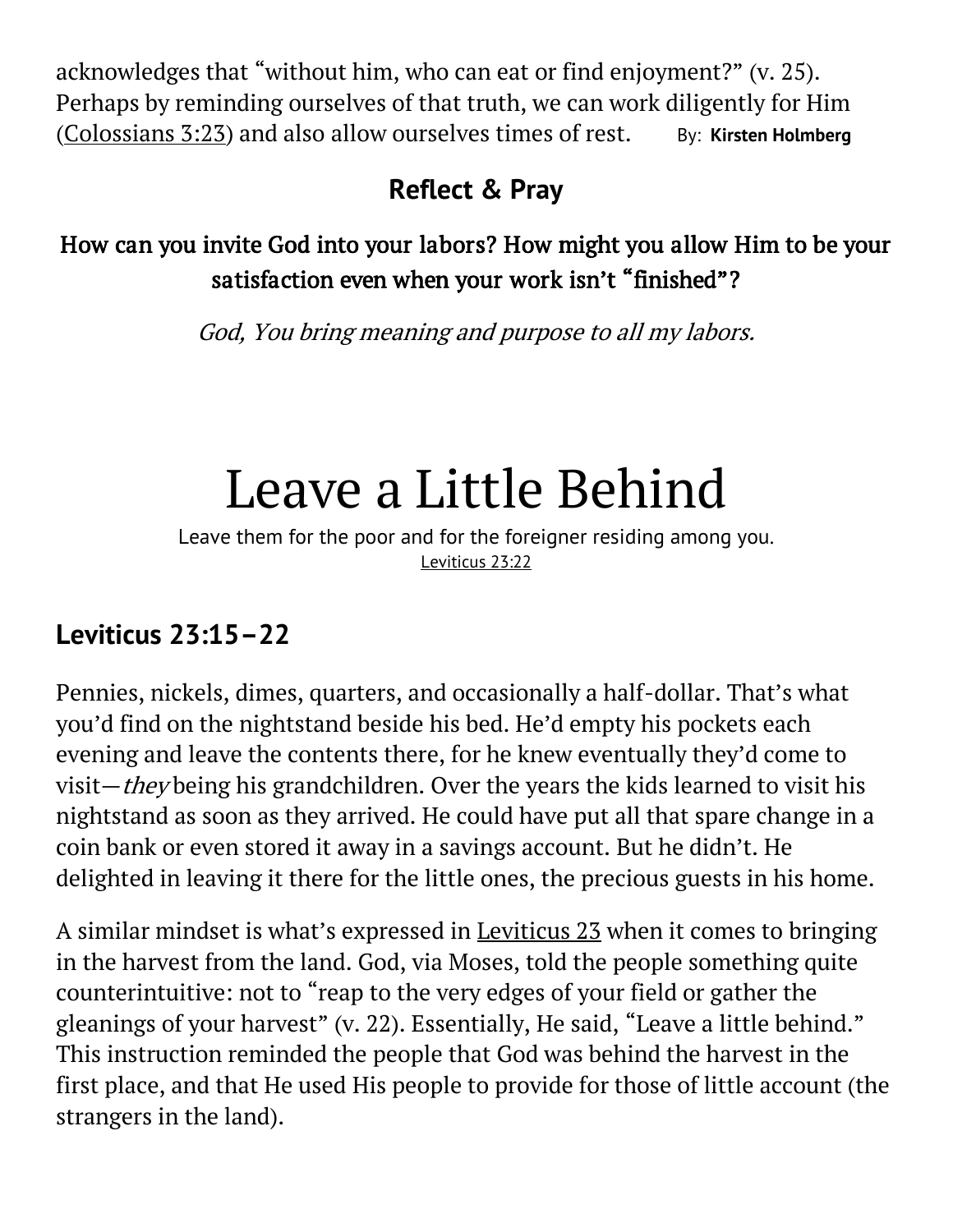acknowledges that "without him, who can eat or find enjoyment?" (v. 25). Perhaps by reminding ourselves of that truth, we can work diligently for Him (Colossians 3:23) and also allow ourselves times of rest. By: **Kirsten Holmberg**

### Reflect & Pray

**How can you invite God into your labors? How might you allow Him to be your satisfaction even when your work isn't "finished"?**

*God, You bring meaning and purpose to all my labors.*

# Leave a Little Behind

Leave them for the poor and for the foreigner residing among you.
Leviticus 23:22

## Leviticus 23:15–22

Pennies, nickels, dimes, quarters, and occasionally a half-dollar. That's what you'd find on the nightstand beside his bed. He'd empty his pockets each evening and leave the contents there, for he knew eventually they'd come to visit—*they* being his grandchildren. Over the years the kids learned to visit his nightstand as soon as they arrived. He could have put all that spare change in a coin bank or even stored it away in a savings account. But he didn't. He delighted in leaving it there for the little ones, the precious guests in his home.

A similar mindset is what's expressed in Leviticus 23 when it comes to bringing in the harvest from the land. God, via Moses, told the people something quite counterintuitive: not to "reap to the very edges of your field or gather the gleanings of your harvest" (v. 22). Essentially, He said, "Leave a little behind." This instruction reminded the people that God was behind the harvest in the first place, and that He used His people to provide for those of little account (the strangers in the land).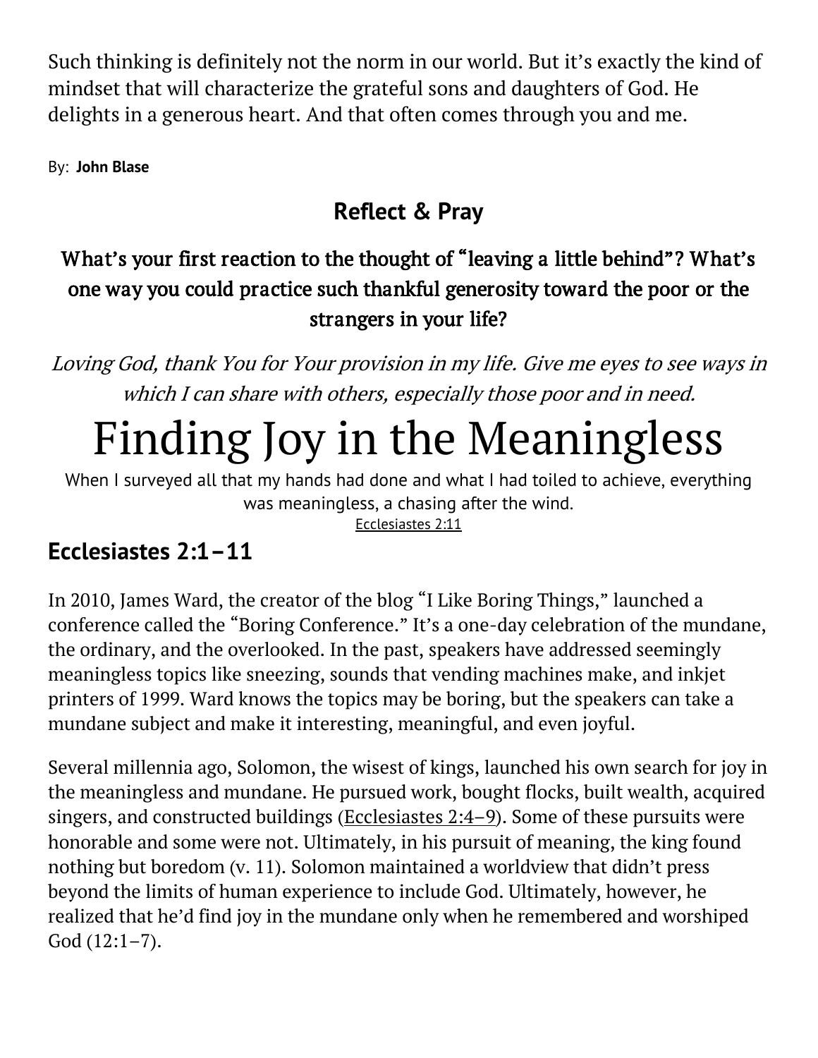Such thinking is definitely not the norm in our world. But it's exactly the kind of mindset that will characterize the grateful sons and daughters of God. He delights in a generous heart. And that often comes through you and me.

By: **John Blase**

### Reflect & Pray

**What's your first reaction to the thought of "leaving a little behind"? What's one way you could practice such thankful generosity toward the poor or the strangers in your life?**

*Loving God, thank You for Your provision in my life. Give me eyes to see ways in which I can share with others, especially those poor and in need.*

# Finding Joy in the Meaningless

When I surveyed all that my hands had done and what I had toiled to achieve, everything was meaningless, a chasing after the wind.
Ecclesiastes 2:11

## Ecclesiastes 2:1–11

In 2010, James Ward, the creator of the blog "I Like Boring Things," launched a conference called the "Boring Conference." It's a one-day celebration of the mundane, the ordinary, and the overlooked. In the past, speakers have addressed seemingly meaningless topics like sneezing, sounds that vending machines make, and inkjet printers of 1999. Ward knows the topics may be boring, but the speakers can take a mundane subject and make it interesting, meaningful, and even joyful.

Several millennia ago, Solomon, the wisest of kings, launched his own search for joy in the meaningless and mundane. He pursued work, bought flocks, built wealth, acquired singers, and constructed buildings (Ecclesiastes 2:4–9). Some of these pursuits were honorable and some were not. Ultimately, in his pursuit of meaning, the king found nothing but boredom (v. 11). Solomon maintained a worldview that didn't press beyond the limits of human experience to include God. Ultimately, however, he realized that he'd find joy in the mundane only when he remembered and worshiped God (12:1–7).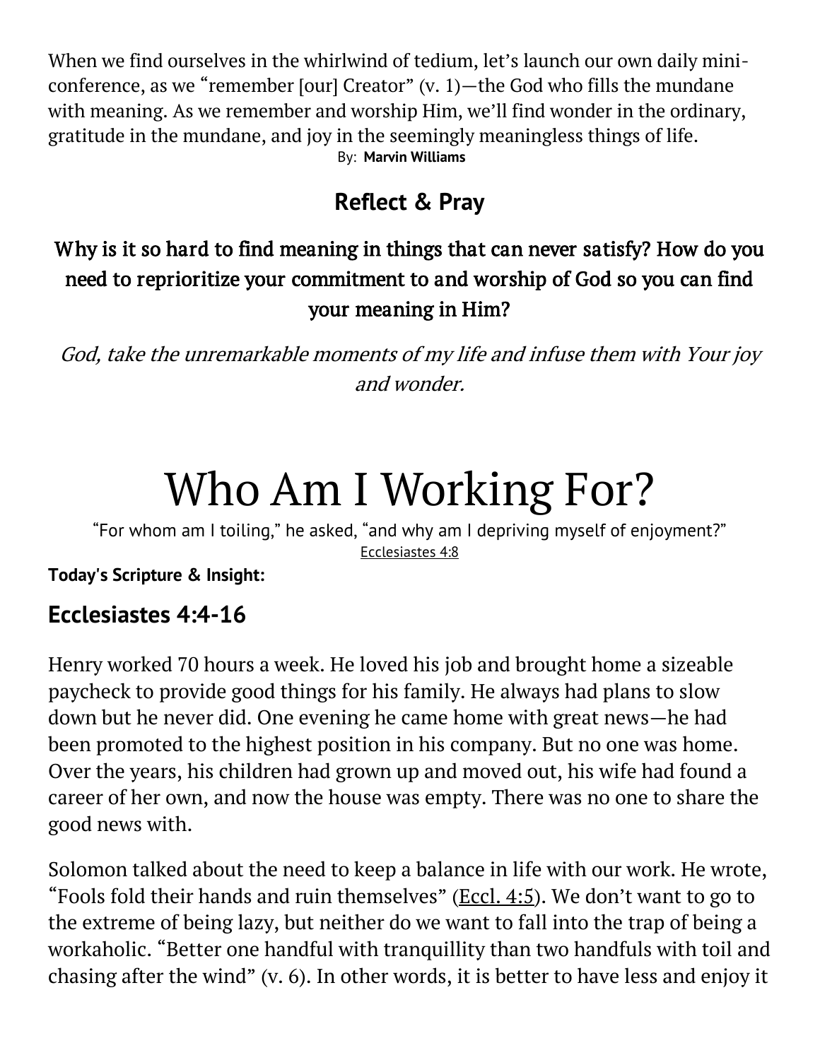When we find ourselves in the whirlwind of tedium, let's launch our own daily mini-conference, as we "remember [our] Creator" (v. 1)—the God who fills the mundane with meaning. As we remember and worship Him, we'll find wonder in the ordinary, gratitude in the mundane, and joy in the seemingly meaningless things of life.

By: **Marvin Williams**

## Reflect & Pray

**Why is it so hard to find meaning in things that can never satisfy? How do you need to reprioritize your commitment to and worship of God so you can find your meaning in Him?**

*God, take the unremarkable moments of my life and infuse them with Your joy and wonder.*

# Who Am I Working For?

"For whom am I toiling," he asked, "and why am I depriving myself of enjoyment?"
Ecclesiastes 4:8

**Today's Scripture & Insight:**

## Ecclesiastes 4:4-16

Henry worked 70 hours a week. He loved his job and brought home a sizeable paycheck to provide good things for his family. He always had plans to slow down but he never did. One evening he came home with great news—he had been promoted to the highest position in his company. But no one was home. Over the years, his children had grown up and moved out, his wife had found a career of her own, and now the house was empty. There was no one to share the good news with.

Solomon talked about the need to keep a balance in life with our work. He wrote, "Fools fold their hands and ruin themselves" (Eccl. 4:5). We don't want to go to the extreme of being lazy, but neither do we want to fall into the trap of being a workaholic. "Better one handful with tranquillity than two handfuls with toil and chasing after the wind" (v. 6). In other words, it is better to have less and enjoy it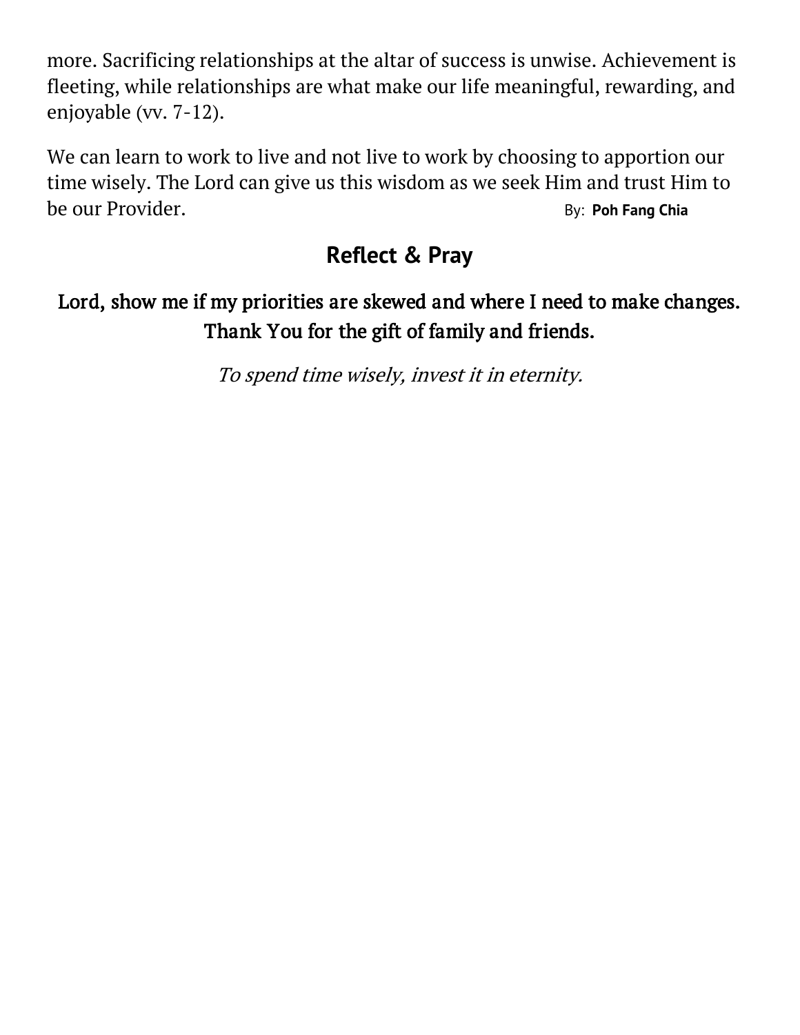more. Sacrificing relationships at the altar of success is unwise. Achievement is fleeting, while relationships are what make our life meaningful, rewarding, and enjoyable (vv. 7-12).

We can learn to work to live and not live to work by choosing to apportion our time wisely. The Lord can give us this wisdom as we seek Him and trust Him to be our Provider. By: **Poh Fang Chia**

## Reflect & Pray

Lord, show me if my priorities are skewed and where I need to make changes. Thank You for the gift of family and friends.

*To spend time wisely, invest it in eternity.*